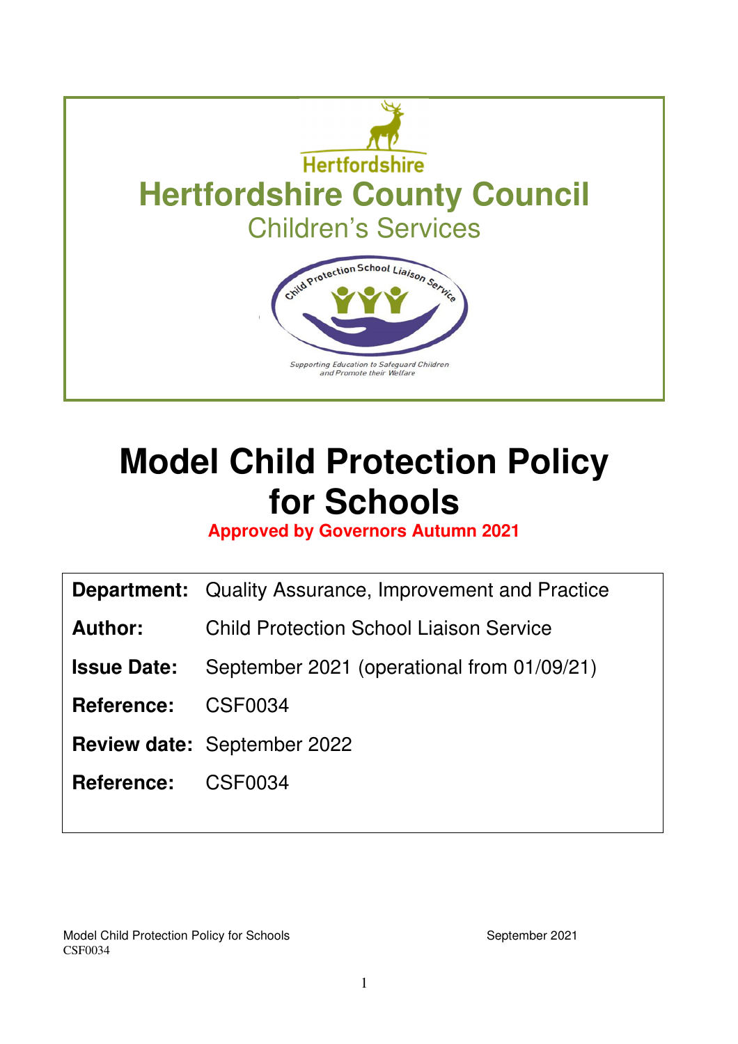Hertfordshire

# Hertfordshire County Council

Children's Services

Child Protection School Liaison Service

Supporting Education to Safeguard Children and Promote their Welfare

# Model Child Protection Policy for Schools

**Approved by Governors Autumn 2021**

| | |
|---|---|
| **Department:** | Quality Assurance, Improvement and Practice |
| **Author:** | Child Protection School Liaison Service |
| **Issue Date:** | September 2021 (operational from 01/09/21) |
| **Reference:** | CSF0034 |
| **Review date:** | September 2022 |
| **Reference:** | CSF0034 |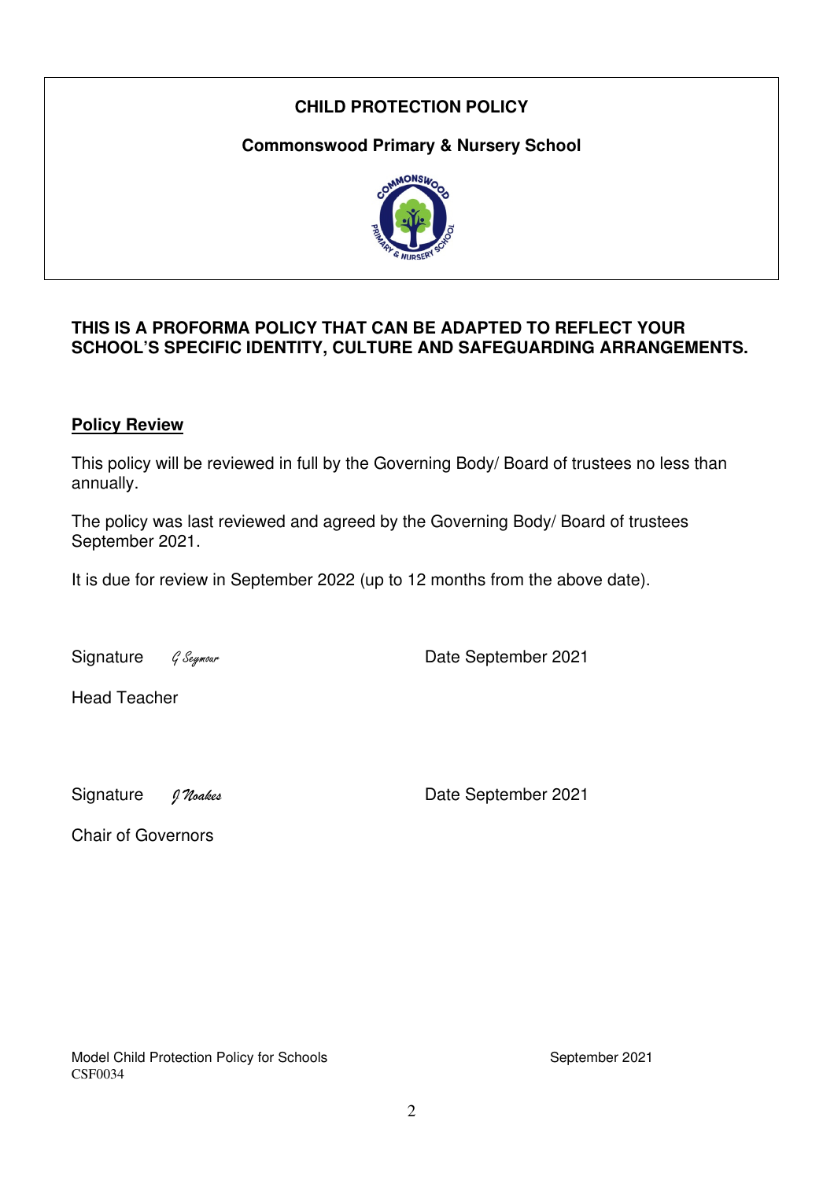**CHILD PROTECTION POLICY**

**Commonswood Primary & Nursery School**

**THIS IS A PROFORMA POLICY THAT CAN BE ADAPTED TO REFLECT YOUR SCHOOL'S SPECIFIC IDENTITY, CULTURE AND SAFEGUARDING ARRANGEMENTS.**

## **Policy Review**

This policy will be reviewed in full by the Governing Body/ Board of trustees no less than annually.

The policy was last reviewed and agreed by the Governing Body/ Board of trustees September 2021.

It is due for review in September 2022 (up to 12 months from the above date).

Signature *G Seymour* Date September 2021

Head Teacher

Signature *J Noakes* Date September 2021

Chair of Governors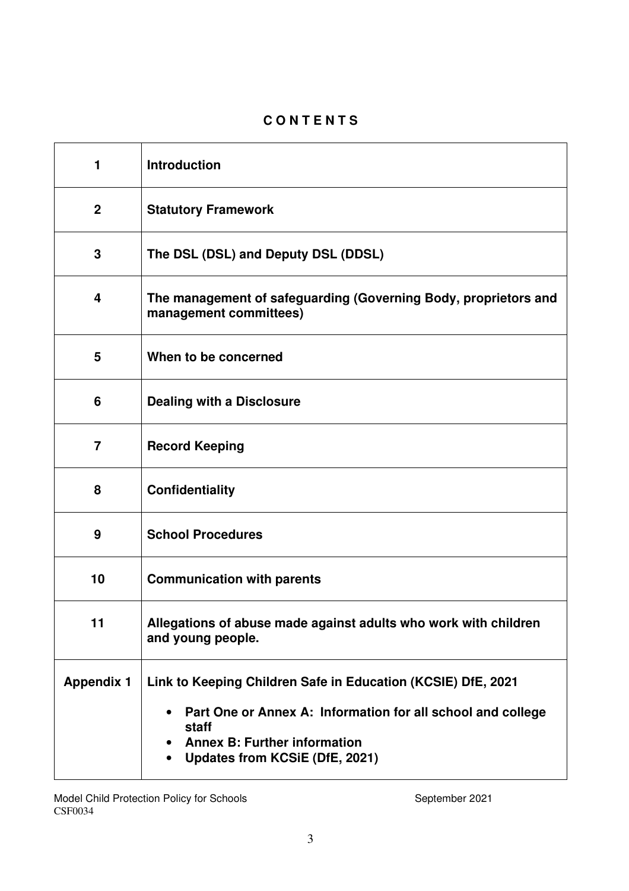# C O N T E N T S

| | |
|---|---|
| **1** | **Introduction** |
| **2** | **Statutory Framework** |
| **3** | **The DSL (DSL) and Deputy DSL (DDSL)** |
| **4** | **The management of safeguarding (Governing Body, proprietors and management committees)** |
| **5** | **When to be concerned** |
| **6** | **Dealing with a Disclosure** |
| **7** | **Record Keeping** |
| **8** | **Confidentiality** |
| **9** | **School Procedures** |
| **10** | **Communication with parents** |
| **11** | **Allegations of abuse made against adults who work with children and young people.** |
| **Appendix 1** | **Link to Keeping Children Safe in Education (KCSIE) DfE, 2021**<br>• **Part One or Annex A: Information for all school and college staff**<br>• **Annex B: Further information**<br>• **Updates from KCSiE (DfE, 2021)** |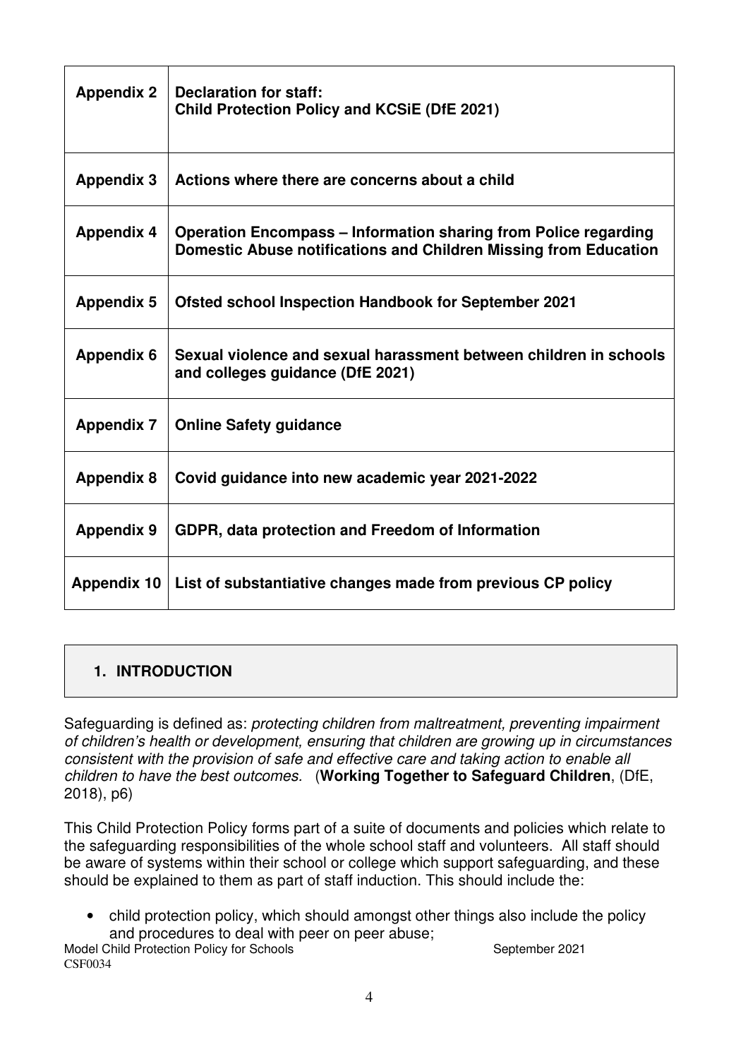| Appendix 2 | **Declaration for staff: Child Protection Policy and KCSiE (DfE 2021)** |
|---|---|
| **Appendix 3** | **Actions where there are concerns about a child** |
| **Appendix 4** | **Operation Encompass – Information sharing from Police regarding Domestic Abuse notifications and Children Missing from Education** |
| **Appendix 5** | **Ofsted school Inspection Handbook for September 2021** |
| **Appendix 6** | **Sexual violence and sexual harassment between children in schools and colleges guidance (DfE 2021)** |
| **Appendix 7** | **Online Safety guidance** |
| **Appendix 8** | **Covid guidance into new academic year 2021-2022** |
| **Appendix 9** | **GDPR, data protection and Freedom of Information** |
| **Appendix 10** | **List of substantiative changes made from previous CP policy** |

## 1. INTRODUCTION

Safeguarding is defined as: *protecting children from maltreatment, preventing impairment of children's health or development, ensuring that children are growing up in circumstances consistent with the provision of safe and effective care and taking action to enable all children to have the best outcomes.* (**Working Together to Safeguard Children**, (DfE, 2018), p6)

This Child Protection Policy forms part of a suite of documents and policies which relate to the safeguarding responsibilities of the whole school staff and volunteers. All staff should be aware of systems within their school or college which support safeguarding, and these should be explained to them as part of staff induction. This should include the:

- child protection policy, which should amongst other things also include the policy and procedures to deal with peer on peer abuse;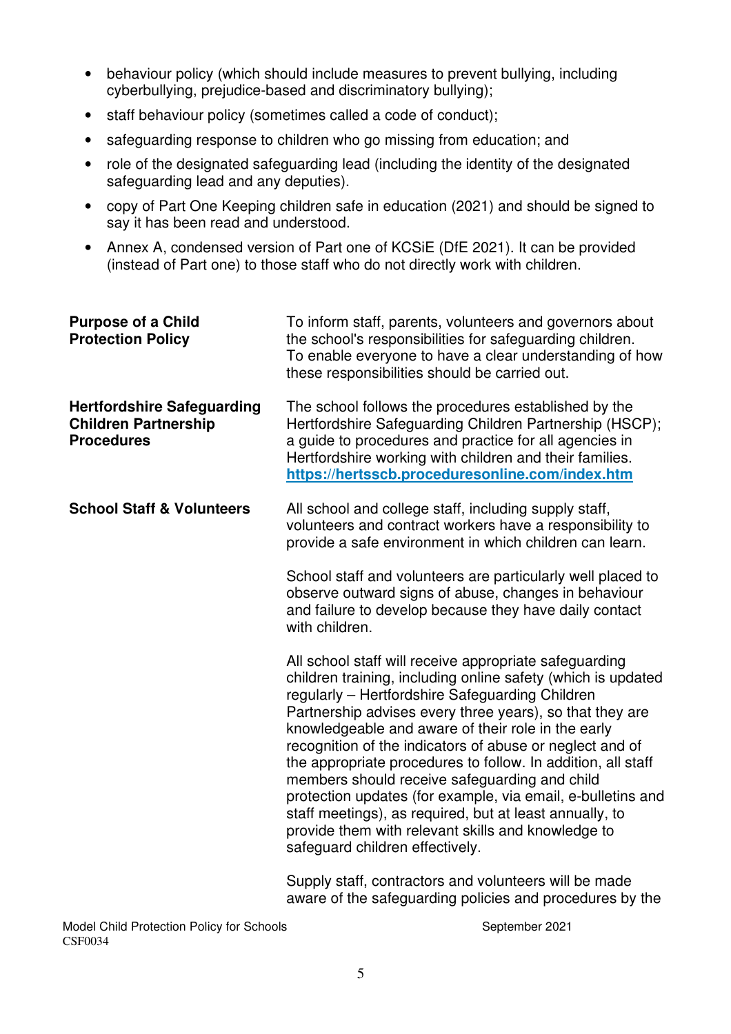- behaviour policy (which should include measures to prevent bullying, including cyberbullying, prejudice-based and discriminatory bullying);
- staff behaviour policy (sometimes called a code of conduct);
- safeguarding response to children who go missing from education; and
- role of the designated safeguarding lead (including the identity of the designated safeguarding lead and any deputies).
- copy of Part One Keeping children safe in education (2021) and should be signed to say it has been read and understood.
- Annex A, condensed version of Part one of KCSiE (DfE 2021). It can be provided (instead of Part one) to those staff who do not directly work with children.

**Purpose of a Child Protection Policy**

To inform staff, parents, volunteers and governors about the school's responsibilities for safeguarding children. To enable everyone to have a clear understanding of how these responsibilities should be carried out.

**Hertfordshire Safeguarding Children Partnership Procedures**

The school follows the procedures established by the Hertfordshire Safeguarding Children Partnership (HSCP); a guide to procedures and practice for all agencies in Hertfordshire working with children and their families. **https://hertsscb.proceduresonline.com/index.htm**

**School Staff & Volunteers**

All school and college staff, including supply staff, volunteers and contract workers have a responsibility to provide a safe environment in which children can learn.

School staff and volunteers are particularly well placed to observe outward signs of abuse, changes in behaviour and failure to develop because they have daily contact with children.

All school staff will receive appropriate safeguarding children training, including online safety (which is updated regularly – Hertfordshire Safeguarding Children Partnership advises every three years), so that they are knowledgeable and aware of their role in the early recognition of the indicators of abuse or neglect and of the appropriate procedures to follow. In addition, all staff members should receive safeguarding and child protection updates (for example, via email, e-bulletins and staff meetings), as required, but at least annually, to provide them with relevant skills and knowledge to safeguard children effectively.

Supply staff, contractors and volunteers will be made aware of the safeguarding policies and procedures by the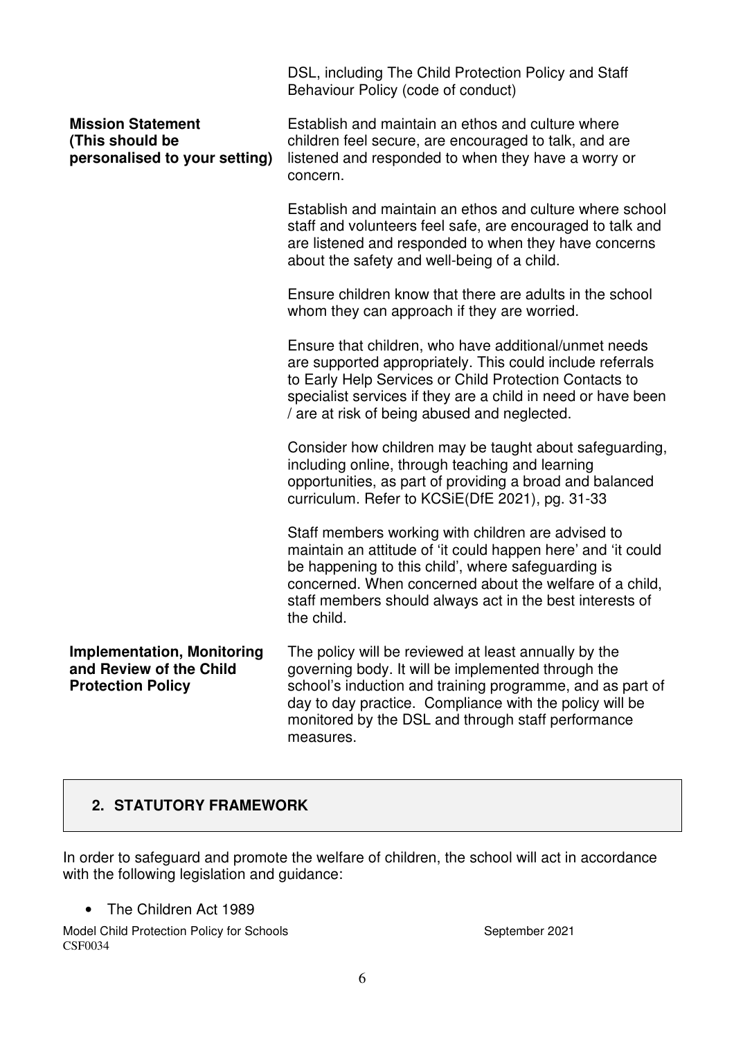| | |
|---|---|
| | DSL, including The Child Protection Policy and Staff Behaviour Policy (code of conduct) |
| **Mission Statement (This should be personalised to your setting)** | Establish and maintain an ethos and culture where children feel secure, are encouraged to talk, and are listened and responded to when they have a worry or concern.<br><br>Establish and maintain an ethos and culture where school staff and volunteers feel safe, are encouraged to talk and are listened and responded to when they have concerns about the safety and well-being of a child.<br><br>Ensure children know that there are adults in the school whom they can approach if they are worried.<br><br>Ensure that children, who have additional/unmet needs are supported appropriately. This could include referrals to Early Help Services or Child Protection Contacts to specialist services if they are a child in need or have been / are at risk of being abused and neglected.<br><br>Consider how children may be taught about safeguarding, including online, through teaching and learning opportunities, as part of providing a broad and balanced curriculum. Refer to KCSiE(DfE 2021), pg. 31-33<br><br>Staff members working with children are advised to maintain an attitude of 'it could happen here' and 'it could be happening to this child', where safeguarding is concerned. When concerned about the welfare of a child, staff members should always act in the best interests of the child. |
| **Implementation, Monitoring and Review of the Child Protection Policy** | The policy will be reviewed at least annually by the governing body. It will be implemented through the school's induction and training programme, and as part of day to day practice. Compliance with the policy will be monitored by the DSL and through staff performance measures. |

## 2. STATUTORY FRAMEWORK

In order to safeguard and promote the welfare of children, the school will act in accordance with the following legislation and guidance:

- The Children Act 1989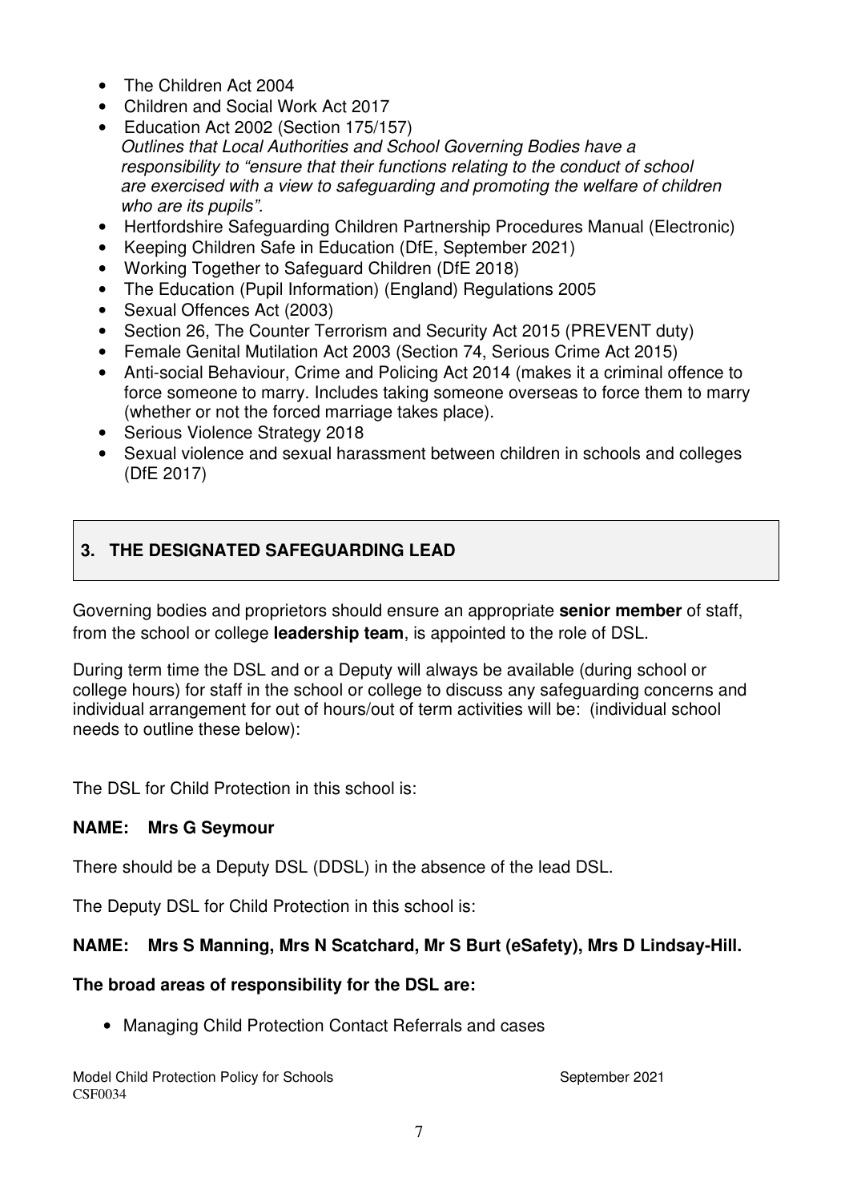- The Children Act 2004
- Children and Social Work Act 2017
- Education Act 2002 (Section 175/157)
  *Outlines that Local Authorities and School Governing Bodies have a responsibility to "ensure that their functions relating to the conduct of school are exercised with a view to safeguarding and promoting the welfare of children who are its pupils".*
- Hertfordshire Safeguarding Children Partnership Procedures Manual (Electronic)
- Keeping Children Safe in Education (DfE, September 2021)
- Working Together to Safeguard Children (DfE 2018)
- The Education (Pupil Information) (England) Regulations 2005
- Sexual Offences Act (2003)
- Section 26, The Counter Terrorism and Security Act 2015 (PREVENT duty)
- Female Genital Mutilation Act 2003 (Section 74, Serious Crime Act 2015)
- Anti-social Behaviour, Crime and Policing Act 2014 (makes it a criminal offence to force someone to marry. Includes taking someone overseas to force them to marry (whether or not the forced marriage takes place).
- Serious Violence Strategy 2018
- Sexual violence and sexual harassment between children in schools and colleges (DfE 2017)

## 3. THE DESIGNATED SAFEGUARDING LEAD

Governing bodies and proprietors should ensure an appropriate **senior member** of staff, from the school or college **leadership team**, is appointed to the role of DSL.

During term time the DSL and or a Deputy will always be available (during school or college hours) for staff in the school or college to discuss any safeguarding concerns and individual arrangement for out of hours/out of term activities will be: (individual school needs to outline these below):

The DSL for Child Protection in this school is:

**NAME: Mrs G Seymour**

There should be a Deputy DSL (DDSL) in the absence of the lead DSL.

The Deputy DSL for Child Protection in this school is:

**NAME: Mrs S Manning, Mrs N Scatchard, Mr S Burt (eSafety), Mrs D Lindsay-Hill.**

**The broad areas of responsibility for the DSL are:**

- Managing Child Protection Contact Referrals and cases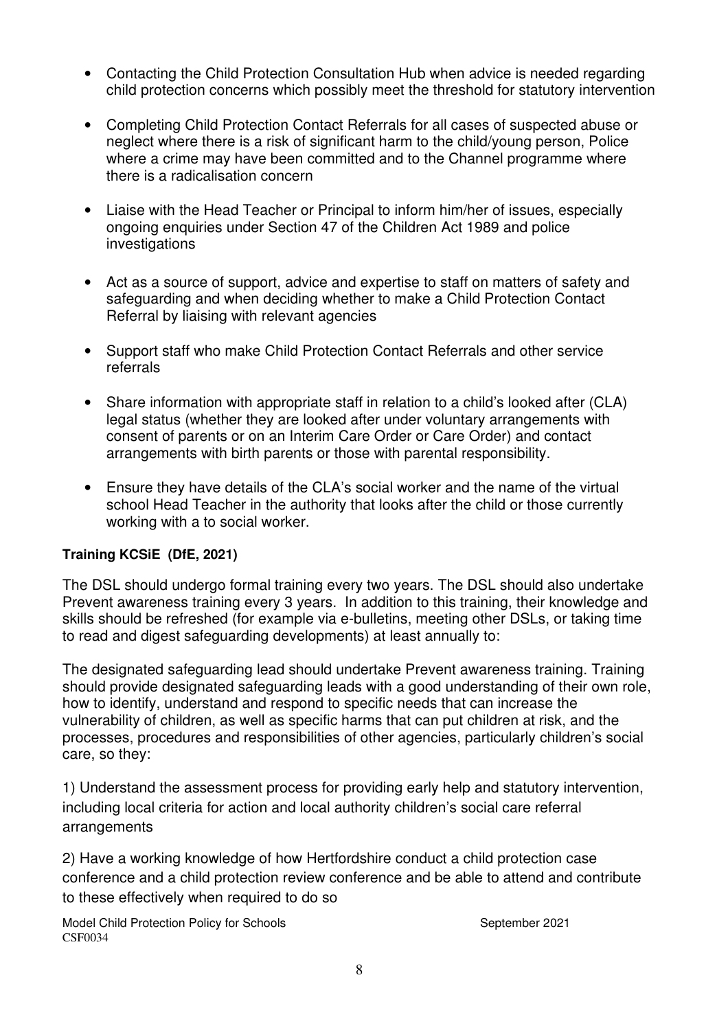- Contacting the Child Protection Consultation Hub when advice is needed regarding child protection concerns which possibly meet the threshold for statutory intervention

- Completing Child Protection Contact Referrals for all cases of suspected abuse or neglect where there is a risk of significant harm to the child/young person, Police where a crime may have been committed and to the Channel programme where there is a radicalisation concern

- Liaise with the Head Teacher or Principal to inform him/her of issues, especially ongoing enquiries under Section 47 of the Children Act 1989 and police investigations

- Act as a source of support, advice and expertise to staff on matters of safety and safeguarding and when deciding whether to make a Child Protection Contact Referral by liaising with relevant agencies

- Support staff who make Child Protection Contact Referrals and other service referrals

- Share information with appropriate staff in relation to a child's looked after (CLA) legal status (whether they are looked after under voluntary arrangements with consent of parents or on an Interim Care Order or Care Order) and contact arrangements with birth parents or those with parental responsibility.

- Ensure they have details of the CLA's social worker and the name of the virtual school Head Teacher in the authority that looks after the child or those currently working with a to social worker.

**Training KCSiE (DfE, 2021)**

The DSL should undergo formal training every two years. The DSL should also undertake Prevent awareness training every 3 years. In addition to this training, their knowledge and skills should be refreshed (for example via e-bulletins, meeting other DSLs, or taking time to read and digest safeguarding developments) at least annually to:

The designated safeguarding lead should undertake Prevent awareness training. Training should provide designated safeguarding leads with a good understanding of their own role, how to identify, understand and respond to specific needs that can increase the vulnerability of children, as well as specific harms that can put children at risk, and the processes, procedures and responsibilities of other agencies, particularly children's social care, so they:

1) Understand the assessment process for providing early help and statutory intervention, including local criteria for action and local authority children's social care referral arrangements

2) Have a working knowledge of how Hertfordshire conduct a child protection case conference and a child protection review conference and be able to attend and contribute to these effectively when required to do so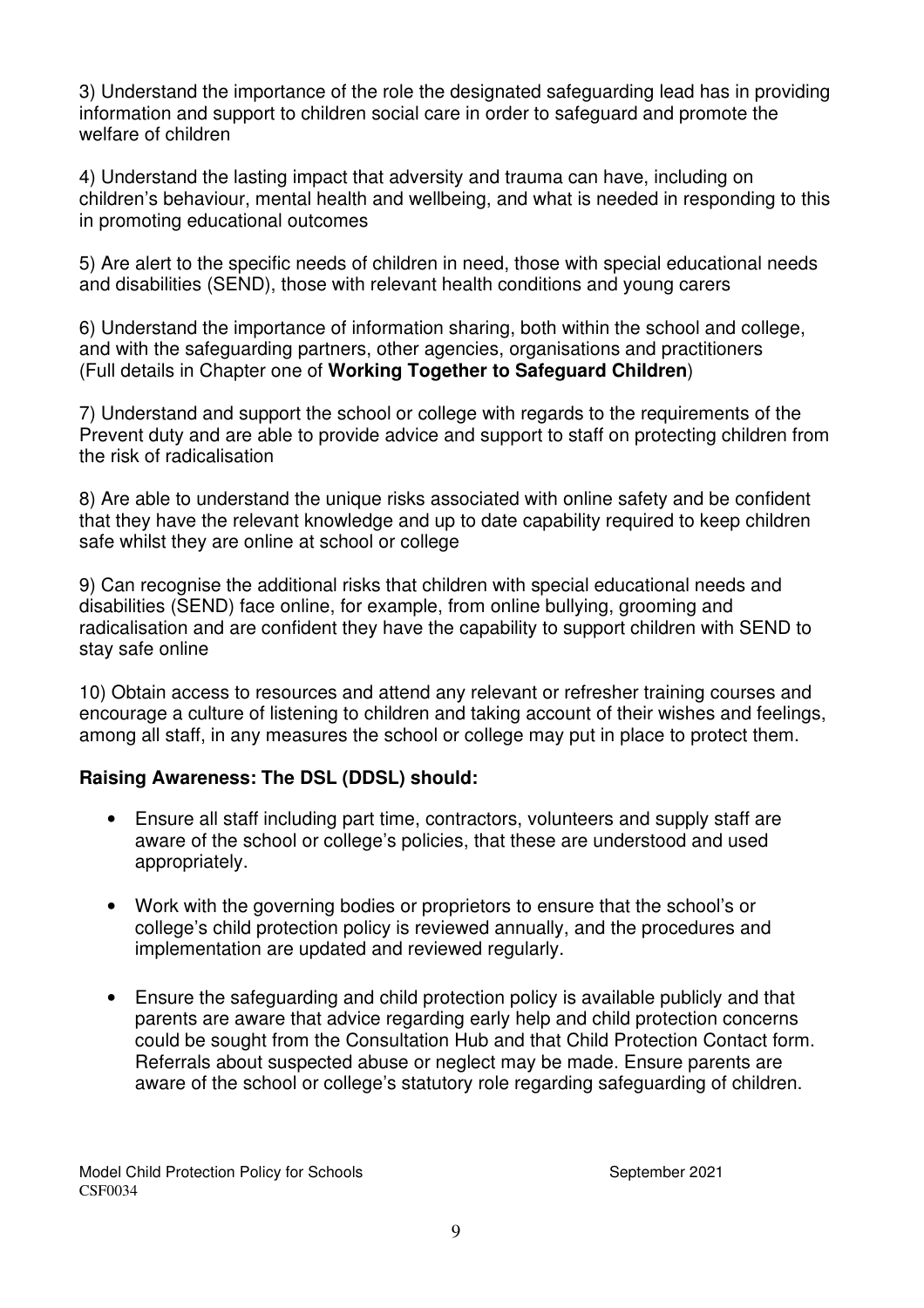3) Understand the importance of the role the designated safeguarding lead has in providing information and support to children social care in order to safeguard and promote the welfare of children

4) Understand the lasting impact that adversity and trauma can have, including on children's behaviour, mental health and wellbeing, and what is needed in responding to this in promoting educational outcomes

5) Are alert to the specific needs of children in need, those with special educational needs and disabilities (SEND), those with relevant health conditions and young carers

6) Understand the importance of information sharing, both within the school and college, and with the safeguarding partners, other agencies, organisations and practitioners (Full details in Chapter one of **Working Together to Safeguard Children**)

7) Understand and support the school or college with regards to the requirements of the Prevent duty and are able to provide advice and support to staff on protecting children from the risk of radicalisation

8) Are able to understand the unique risks associated with online safety and be confident that they have the relevant knowledge and up to date capability required to keep children safe whilst they are online at school or college

9) Can recognise the additional risks that children with special educational needs and disabilities (SEND) face online, for example, from online bullying, grooming and radicalisation and are confident they have the capability to support children with SEND to stay safe online

10) Obtain access to resources and attend any relevant or refresher training courses and encourage a culture of listening to children and taking account of their wishes and feelings, among all staff, in any measures the school or college may put in place to protect them.

**Raising Awareness: The DSL (DDSL) should:**

- Ensure all staff including part time, contractors, volunteers and supply staff are aware of the school or college's policies, that these are understood and used appropriately.
- Work with the governing bodies or proprietors to ensure that the school's or college's child protection policy is reviewed annually, and the procedures and implementation are updated and reviewed regularly.
- Ensure the safeguarding and child protection policy is available publicly and that parents are aware that advice regarding early help and child protection concerns could be sought from the Consultation Hub and that Child Protection Contact form. Referrals about suspected abuse or neglect may be made. Ensure parents are aware of the school or college's statutory role regarding safeguarding of children.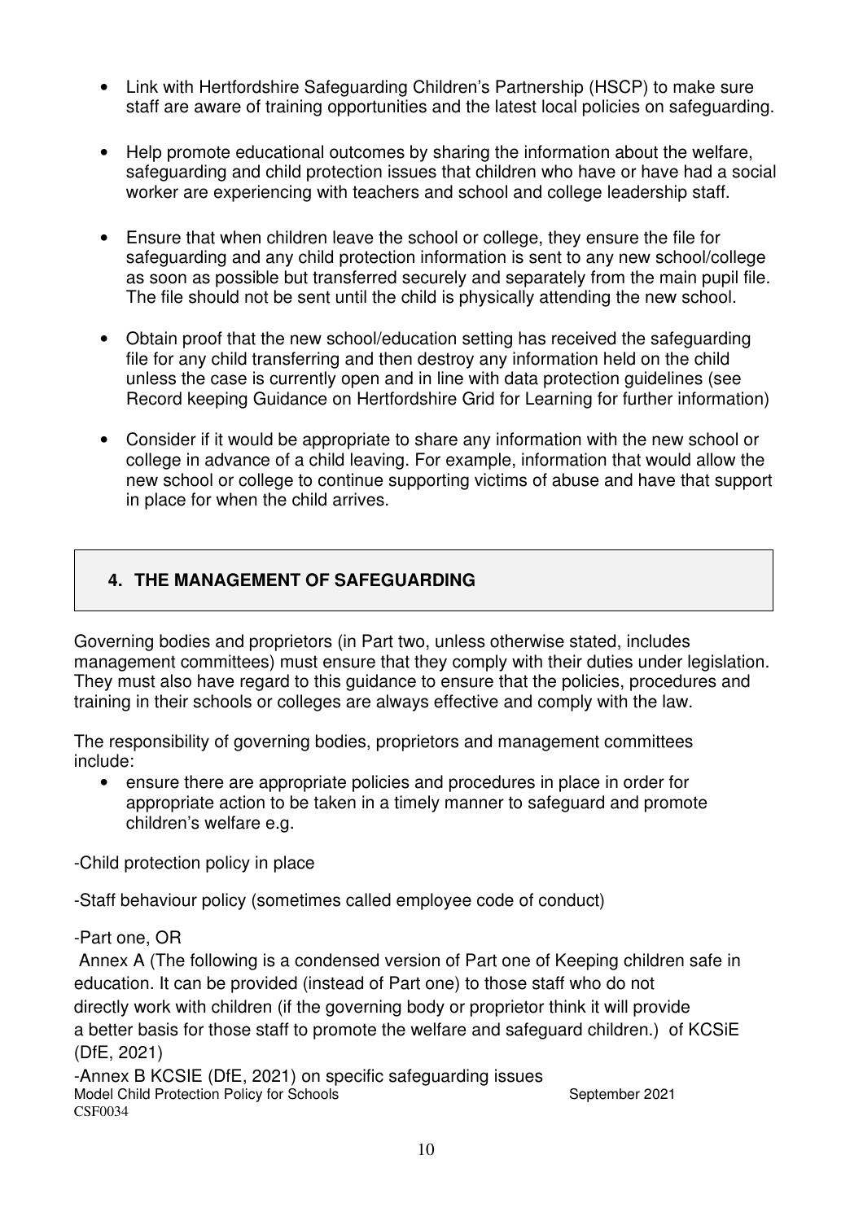- Link with Hertfordshire Safeguarding Children's Partnership (HSCP) to make sure staff are aware of training opportunities and the latest local policies on safeguarding.

- Help promote educational outcomes by sharing the information about the welfare, safeguarding and child protection issues that children who have or have had a social worker are experiencing with teachers and school and college leadership staff.

- Ensure that when children leave the school or college, they ensure the file for safeguarding and any child protection information is sent to any new school/college as soon as possible but transferred securely and separately from the main pupil file. The file should not be sent until the child is physically attending the new school.

- Obtain proof that the new school/education setting has received the safeguarding file for any child transferring and then destroy any information held on the child unless the case is currently open and in line with data protection guidelines (see Record keeping Guidance on Hertfordshire Grid for Learning for further information)

- Consider if it would be appropriate to share any information with the new school or college in advance of a child leaving. For example, information that would allow the new school or college to continue supporting victims of abuse and have that support in place for when the child arrives.

## 4. THE MANAGEMENT OF SAFEGUARDING

Governing bodies and proprietors (in Part two, unless otherwise stated, includes management committees) must ensure that they comply with their duties under legislation. They must also have regard to this guidance to ensure that the policies, procedures and training in their schools or colleges are always effective and comply with the law.

The responsibility of governing bodies, proprietors and management committees include:

- ensure there are appropriate policies and procedures in place in order for appropriate action to be taken in a timely manner to safeguard and promote children's welfare e.g.

-Child protection policy in place

-Staff behaviour policy (sometimes called employee code of conduct)

-Part one, OR
Annex A (The following is a condensed version of Part one of Keeping children safe in education. It can be provided (instead of Part one) to those staff who do not directly work with children (if the governing body or proprietor think it will provide a better basis for those staff to promote the welfare and safeguard children.) of KCSiE (DfE, 2021)

-Annex B KCSIE (DfE, 2021) on specific safeguarding issues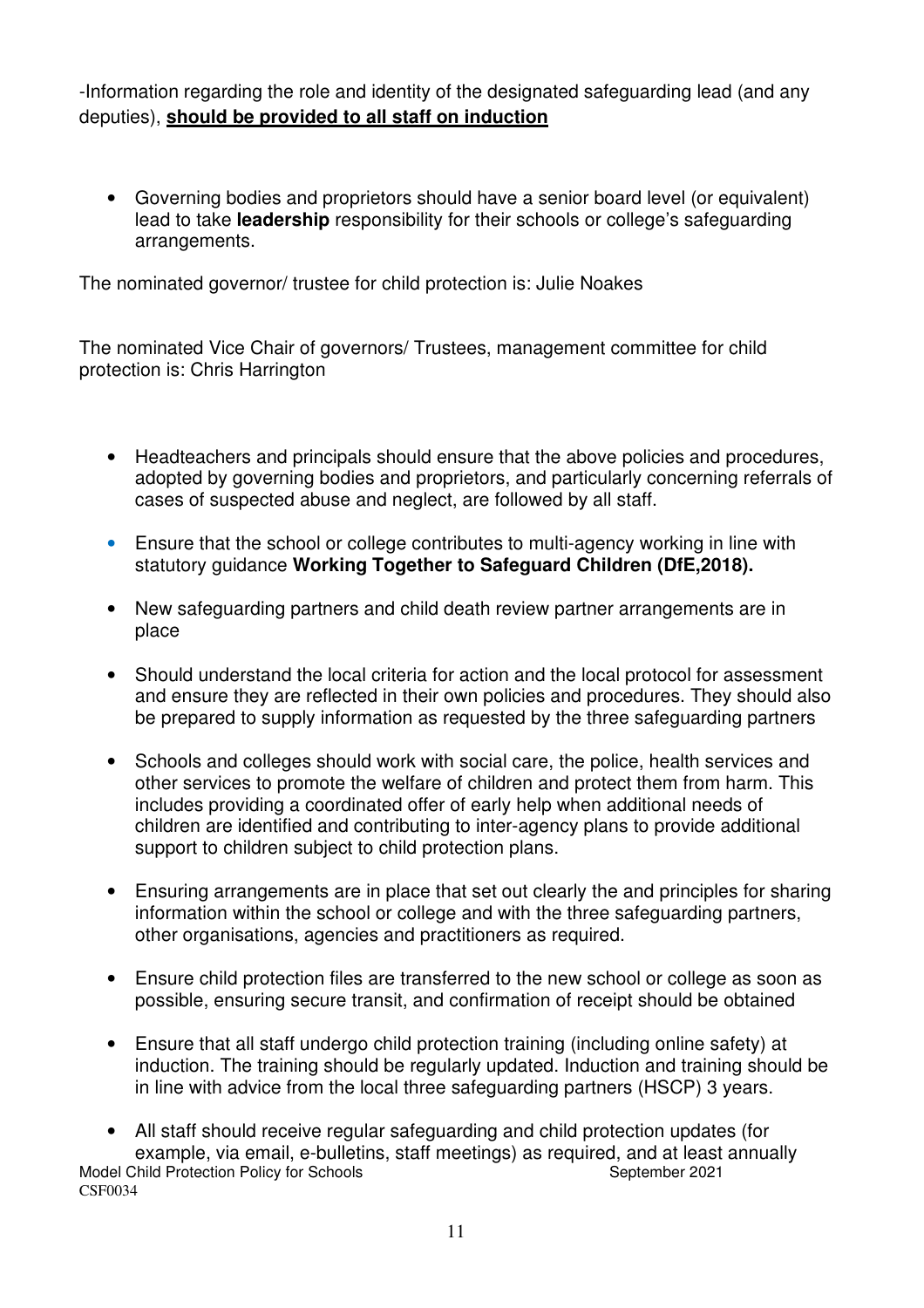-Information regarding the role and identity of the designated safeguarding lead (and any deputies), **should be provided to all staff on induction**

- Governing bodies and proprietors should have a senior board level (or equivalent) lead to take **leadership** responsibility for their schools or college's safeguarding arrangements.

The nominated governor/ trustee for child protection is: Julie Noakes

The nominated Vice Chair of governors/ Trustees, management committee for child protection is: Chris Harrington

- Headteachers and principals should ensure that the above policies and procedures, adopted by governing bodies and proprietors, and particularly concerning referrals of cases of suspected abuse and neglect, are followed by all staff.
- Ensure that the school or college contributes to multi-agency working in line with statutory guidance **Working Together to Safeguard Children (DfE,2018).**
- New safeguarding partners and child death review partner arrangements are in place
- Should understand the local criteria for action and the local protocol for assessment and ensure they are reflected in their own policies and procedures. They should also be prepared to supply information as requested by the three safeguarding partners
- Schools and colleges should work with social care, the police, health services and other services to promote the welfare of children and protect them from harm. This includes providing a coordinated offer of early help when additional needs of children are identified and contributing to inter-agency plans to provide additional support to children subject to child protection plans.
- Ensuring arrangements are in place that set out clearly the and principles for sharing information within the school or college and with the three safeguarding partners, other organisations, agencies and practitioners as required.
- Ensure child protection files are transferred to the new school or college as soon as possible, ensuring secure transit, and confirmation of receipt should be obtained
- Ensure that all staff undergo child protection training (including online safety) at induction. The training should be regularly updated. Induction and training should be in line with advice from the local three safeguarding partners (HSCP) 3 years.
- All staff should receive regular safeguarding and child protection updates (for example, via email, e-bulletins, staff meetings) as required, and at least annually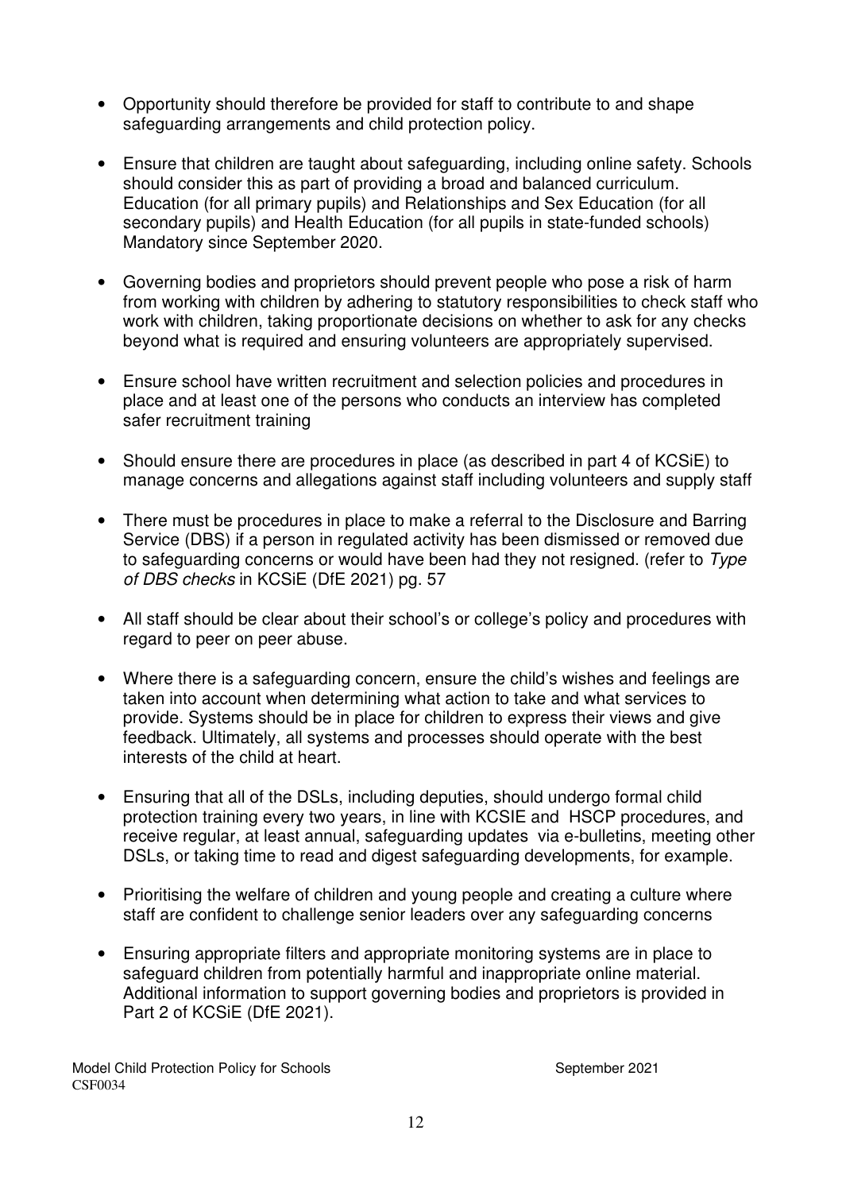- Opportunity should therefore be provided for staff to contribute to and shape safeguarding arrangements and child protection policy.

- Ensure that children are taught about safeguarding, including online safety. Schools should consider this as part of providing a broad and balanced curriculum. Education (for all primary pupils) and Relationships and Sex Education (for all secondary pupils) and Health Education (for all pupils in state-funded schools) Mandatory since September 2020.

- Governing bodies and proprietors should prevent people who pose a risk of harm from working with children by adhering to statutory responsibilities to check staff who work with children, taking proportionate decisions on whether to ask for any checks beyond what is required and ensuring volunteers are appropriately supervised.

- Ensure school have written recruitment and selection policies and procedures in place and at least one of the persons who conducts an interview has completed safer recruitment training

- Should ensure there are procedures in place (as described in part 4 of KCSiE) to manage concerns and allegations against staff including volunteers and supply staff

- There must be procedures in place to make a referral to the Disclosure and Barring Service (DBS) if a person in regulated activity has been dismissed or removed due to safeguarding concerns or would have been had they not resigned. (refer to *Type of DBS checks* in KCSiE (DfE 2021) pg. 57

- All staff should be clear about their school's or college's policy and procedures with regard to peer on peer abuse.

- Where there is a safeguarding concern, ensure the child's wishes and feelings are taken into account when determining what action to take and what services to provide. Systems should be in place for children to express their views and give feedback. Ultimately, all systems and processes should operate with the best interests of the child at heart.

- Ensuring that all of the DSLs, including deputies, should undergo formal child protection training every two years, in line with KCSIE and HSCP procedures, and receive regular, at least annual, safeguarding updates via e-bulletins, meeting other DSLs, or taking time to read and digest safeguarding developments, for example.

- Prioritising the welfare of children and young people and creating a culture where staff are confident to challenge senior leaders over any safeguarding concerns

- Ensuring appropriate filters and appropriate monitoring systems are in place to safeguard children from potentially harmful and inappropriate online material. Additional information to support governing bodies and proprietors is provided in Part 2 of KCSiE (DfE 2021).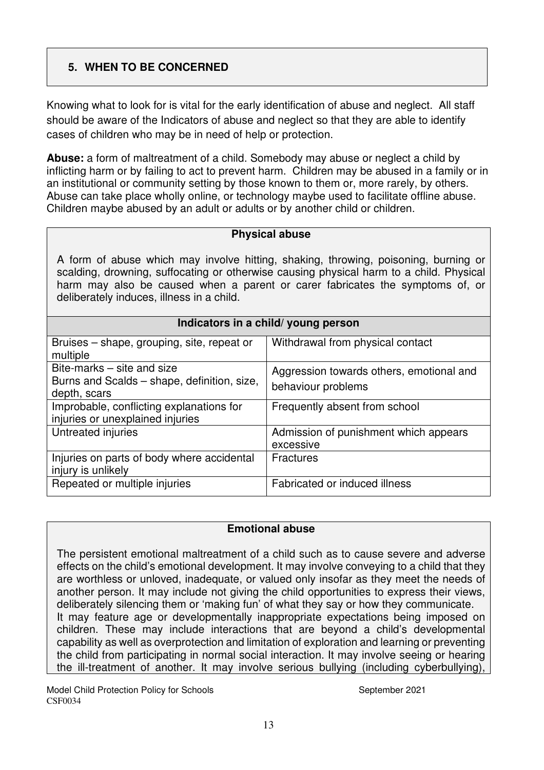## 5. WHEN TO BE CONCERNED

Knowing what to look for is vital for the early identification of abuse and neglect. All staff should be aware of the Indicators of abuse and neglect so that they are able to identify cases of children who may be in need of help or protection.

**Abuse:** a form of maltreatment of a child. Somebody may abuse or neglect a child by inflicting harm or by failing to act to prevent harm. Children may be abused in a family or in an institutional or community setting by those known to them or, more rarely, by others. Abuse can take place wholly online, or technology maybe used to facilitate offline abuse. Children maybe abused by an adult or adults or by another child or children.

### Physical abuse

A form of abuse which may involve hitting, shaking, throwing, poisoning, burning or scalding, drowning, suffocating or otherwise causing physical harm to a child. Physical harm may also be caused when a parent or carer fabricates the symptoms of, or deliberately induces, illness in a child.

| Indicators in a child/ young person | |
|---|---|
| Bruises – shape, grouping, site, repeat or multiple | Withdrawal from physical contact |
| Bite-marks – site and size<br>Burns and Scalds – shape, definition, size, depth, scars | Aggression towards others, emotional and behaviour problems |
| Improbable, conflicting explanations for injuries or unexplained injuries | Frequently absent from school |
| Untreated injuries | Admission of punishment which appears excessive |
| Injuries on parts of body where accidental injury is unlikely | Fractures |
| Repeated or multiple injuries | Fabricated or induced illness |

### Emotional abuse

The persistent emotional maltreatment of a child such as to cause severe and adverse effects on the child's emotional development. It may involve conveying to a child that they are worthless or unloved, inadequate, or valued only insofar as they meet the needs of another person. It may include not giving the child opportunities to express their views, deliberately silencing them or 'making fun' of what they say or how they communicate.
It may feature age or developmentally inappropriate expectations being imposed on children. These may include interactions that are beyond a child's developmental capability as well as overprotection and limitation of exploration and learning or preventing the child from participating in normal social interaction. It may involve seeing or hearing the ill-treatment of another. It may involve serious bullying (including cyberbullying),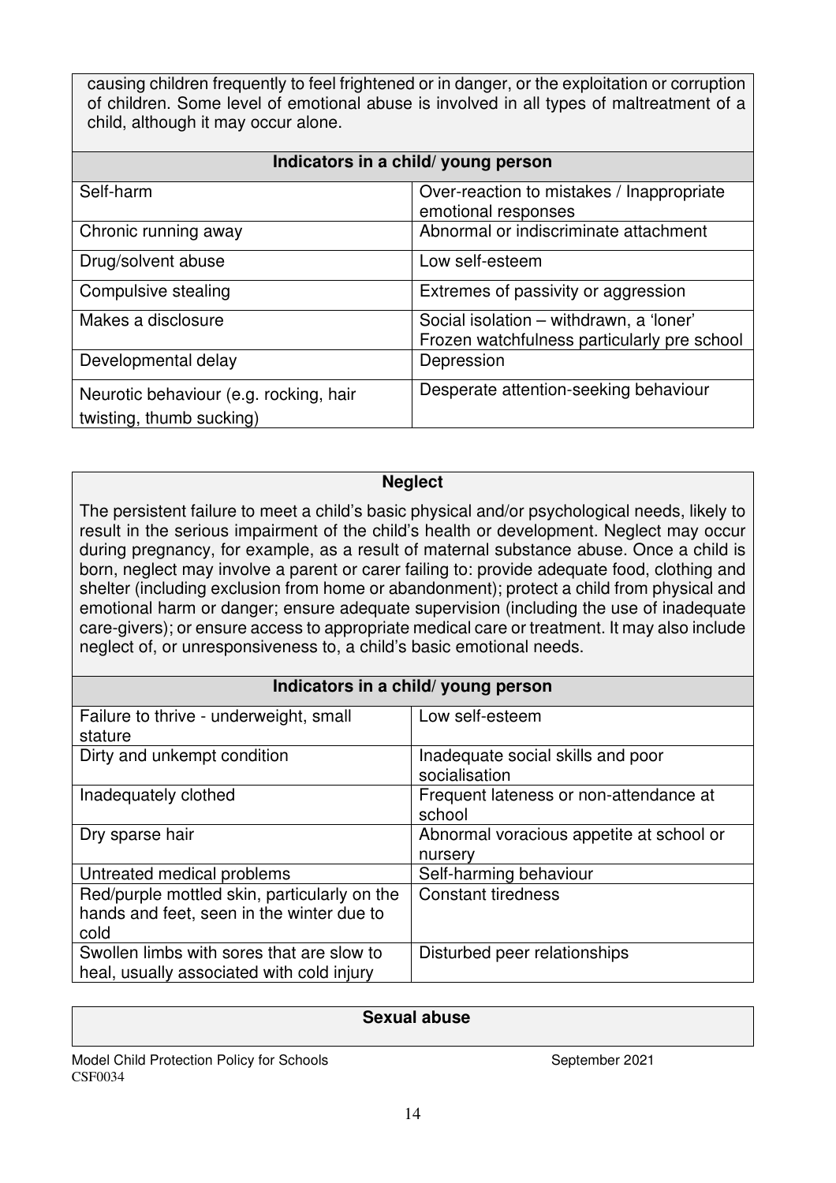causing children frequently to feel frightened or in danger, or the exploitation or corruption of children. Some level of emotional abuse is involved in all types of maltreatment of a child, although it may occur alone.

| Indicators in a child/ young person | |
|---|---|
| Self-harm | Over-reaction to mistakes / Inappropriate emotional responses |
| Chronic running away | Abnormal or indiscriminate attachment |
| Drug/solvent abuse | Low self-esteem |
| Compulsive stealing | Extremes of passivity or aggression |
| Makes a disclosure | Social isolation – withdrawn, a 'loner' Frozen watchfulness particularly pre school |
| Developmental delay | Depression |
| Neurotic behaviour (e.g. rocking, hair twisting, thumb sucking) | Desperate attention-seeking behaviour |

**Neglect**

The persistent failure to meet a child's basic physical and/or psychological needs, likely to result in the serious impairment of the child's health or development. Neglect may occur during pregnancy, for example, as a result of maternal substance abuse. Once a child is born, neglect may involve a parent or carer failing to: provide adequate food, clothing and shelter (including exclusion from home or abandonment); protect a child from physical and emotional harm or danger; ensure adequate supervision (including the use of inadequate care-givers); or ensure access to appropriate medical care or treatment. It may also include neglect of, or unresponsiveness to, a child's basic emotional needs.

| Indicators in a child/ young person | |
|---|---|
| Failure to thrive - underweight, small stature | Low self-esteem |
| Dirty and unkempt condition | Inadequate social skills and poor socialisation |
| Inadequately clothed | Frequent lateness or non-attendance at school |
| Dry sparse hair | Abnormal voracious appetite at school or nursery |
| Untreated medical problems | Self-harming behaviour |
| Red/purple mottled skin, particularly on the hands and feet, seen in the winter due to cold | Constant tiredness |
| Swollen limbs with sores that are slow to heal, usually associated with cold injury | Disturbed peer relationships |

**Sexual abuse**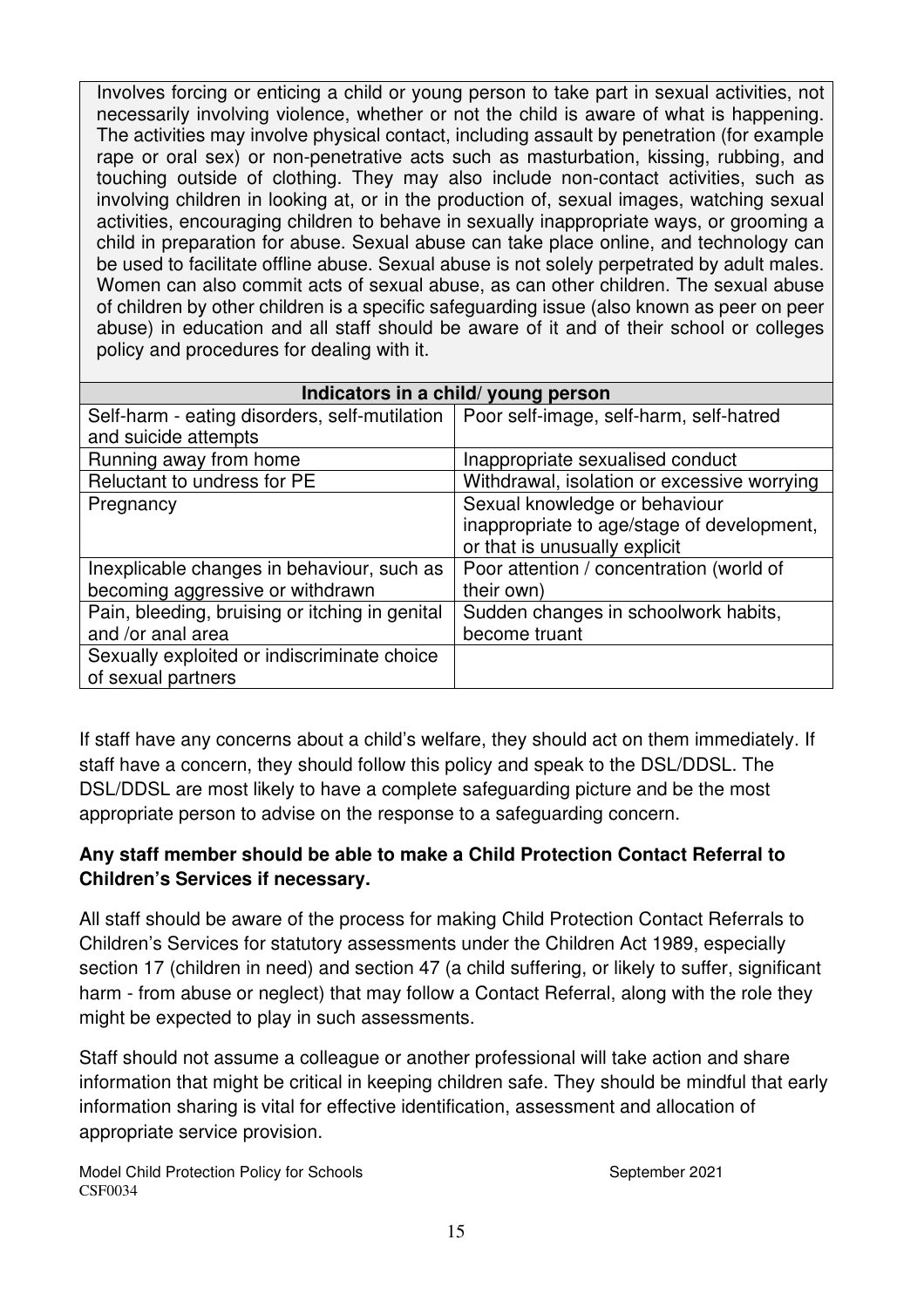Involves forcing or enticing a child or young person to take part in sexual activities, not necessarily involving violence, whether or not the child is aware of what is happening. The activities may involve physical contact, including assault by penetration (for example rape or oral sex) or non-penetrative acts such as masturbation, kissing, rubbing, and touching outside of clothing. They may also include non-contact activities, such as involving children in looking at, or in the production of, sexual images, watching sexual activities, encouraging children to behave in sexually inappropriate ways, or grooming a child in preparation for abuse. Sexual abuse can take place online, and technology can be used to facilitate offline abuse. Sexual abuse is not solely perpetrated by adult males. Women can also commit acts of sexual abuse, as can other children. The sexual abuse of children by other children is a specific safeguarding issue (also known as peer on peer abuse) in education and all staff should be aware of it and of their school or colleges policy and procedures for dealing with it.

| **Indicators in a child/ young person** | |
|---|---|
| Self-harm - eating disorders, self-mutilation and suicide attempts | Poor self-image, self-harm, self-hatred |
| Running away from home | Inappropriate sexualised conduct |
| Reluctant to undress for PE | Withdrawal, isolation or excessive worrying |
| Pregnancy | Sexual knowledge or behaviour inappropriate to age/stage of development, or that is unusually explicit |
| Inexplicable changes in behaviour, such as becoming aggressive or withdrawn | Poor attention / concentration (world of their own) |
| Pain, bleeding, bruising or itching in genital and /or anal area | Sudden changes in schoolwork habits, become truant |
| Sexually exploited or indiscriminate choice of sexual partners | |

If staff have any concerns about a child's welfare, they should act on them immediately. If staff have a concern, they should follow this policy and speak to the DSL/DDSL. The DSL/DDSL are most likely to have a complete safeguarding picture and be the most appropriate person to advise on the response to a safeguarding concern.

**Any staff member should be able to make a Child Protection Contact Referral to Children's Services if necessary.**

All staff should be aware of the process for making Child Protection Contact Referrals to Children's Services for statutory assessments under the Children Act 1989, especially section 17 (children in need) and section 47 (a child suffering, or likely to suffer, significant harm - from abuse or neglect) that may follow a Contact Referral, along with the role they might be expected to play in such assessments.

Staff should not assume a colleague or another professional will take action and share information that might be critical in keeping children safe. They should be mindful that early information sharing is vital for effective identification, assessment and allocation of appropriate service provision.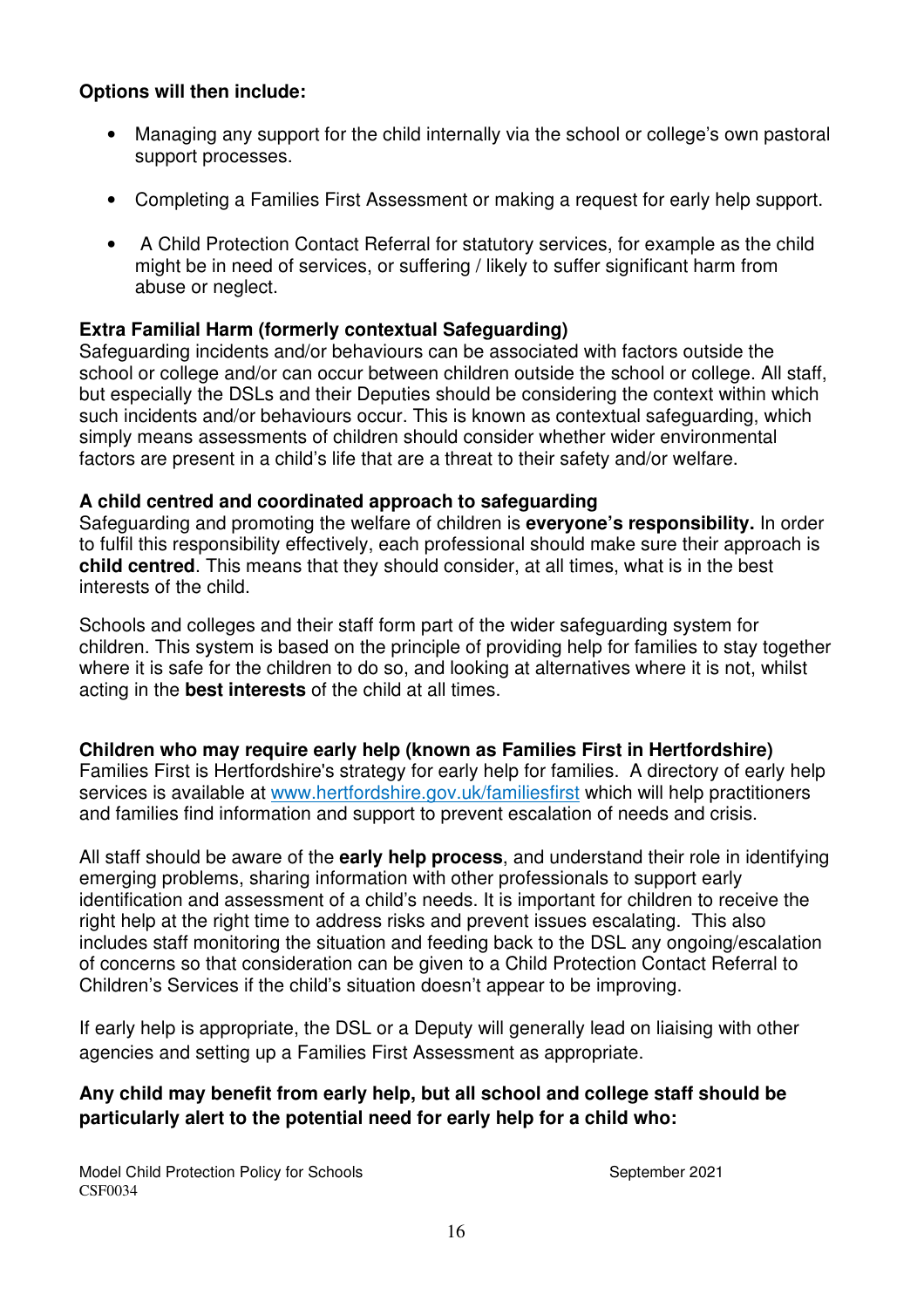**Options will then include:**

- Managing any support for the child internally via the school or college's own pastoral support processes.
- Completing a Families First Assessment or making a request for early help support.
- A Child Protection Contact Referral for statutory services, for example as the child might be in need of services, or suffering / likely to suffer significant harm from abuse or neglect.

**Extra Familial Harm (formerly contextual Safeguarding)**

Safeguarding incidents and/or behaviours can be associated with factors outside the school or college and/or can occur between children outside the school or college. All staff, but especially the DSLs and their Deputies should be considering the context within which such incidents and/or behaviours occur. This is known as contextual safeguarding, which simply means assessments of children should consider whether wider environmental factors are present in a child's life that are a threat to their safety and/or welfare.

**A child centred and coordinated approach to safeguarding**

Safeguarding and promoting the welfare of children is **everyone's responsibility.** In order to fulfil this responsibility effectively, each professional should make sure their approach is **child centred**. This means that they should consider, at all times, what is in the best interests of the child.

Schools and colleges and their staff form part of the wider safeguarding system for children. This system is based on the principle of providing help for families to stay together where it is safe for the children to do so, and looking at alternatives where it is not, whilst acting in the **best interests** of the child at all times.

**Children who may require early help (known as Families First in Hertfordshire)**

Families First is Hertfordshire's strategy for early help for families. A directory of early help services is available at www.hertfordshire.gov.uk/familiesfirst which will help practitioners and families find information and support to prevent escalation of needs and crisis.

All staff should be aware of the **early help process**, and understand their role in identifying emerging problems, sharing information with other professionals to support early identification and assessment of a child's needs. It is important for children to receive the right help at the right time to address risks and prevent issues escalating. This also includes staff monitoring the situation and feeding back to the DSL any ongoing/escalation of concerns so that consideration can be given to a Child Protection Contact Referral to Children's Services if the child's situation doesn't appear to be improving.

If early help is appropriate, the DSL or a Deputy will generally lead on liaising with other agencies and setting up a Families First Assessment as appropriate.

**Any child may benefit from early help, but all school and college staff should be particularly alert to the potential need for early help for a child who:**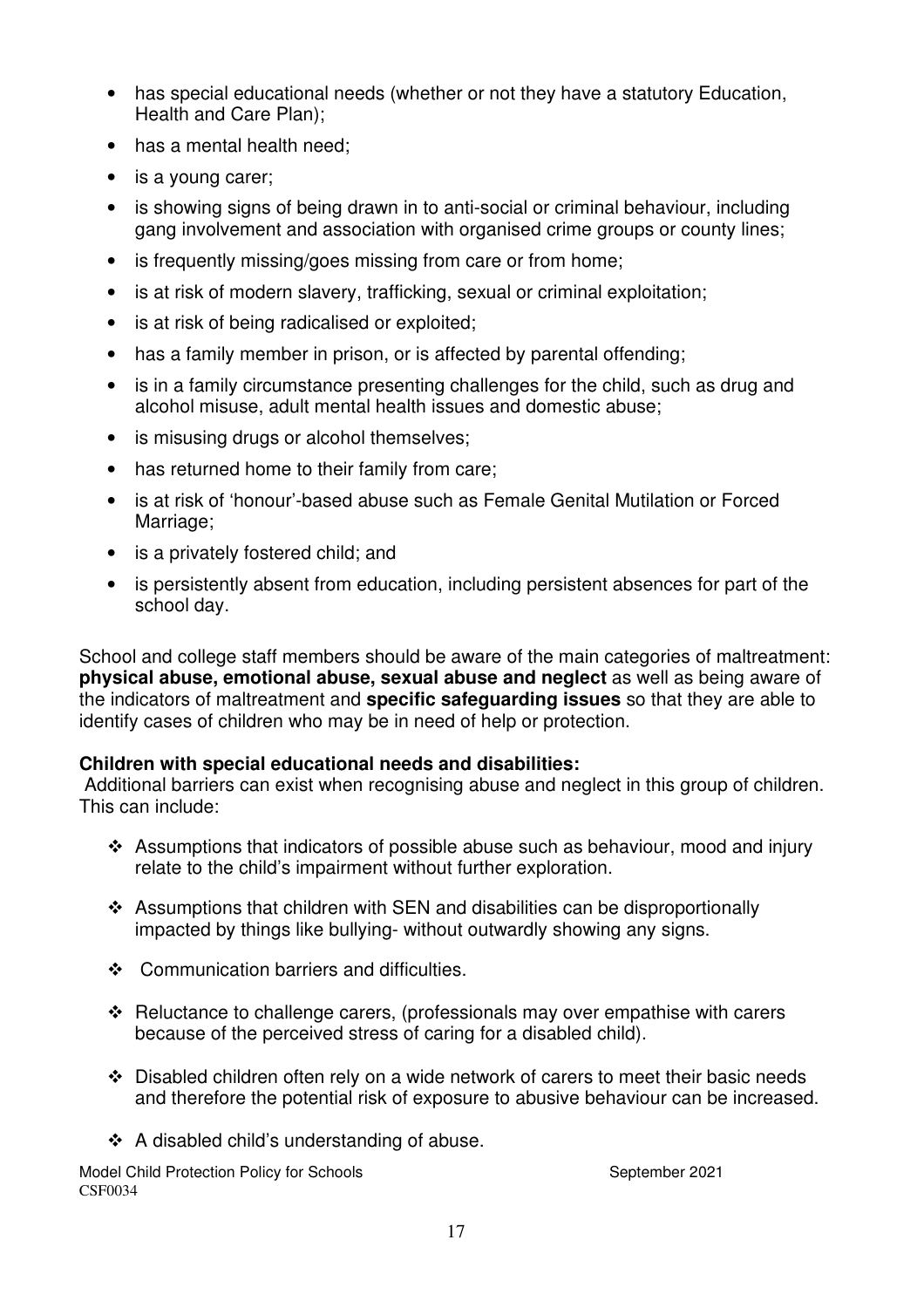- has special educational needs (whether or not they have a statutory Education, Health and Care Plan);
- has a mental health need;
- is a young carer;
- is showing signs of being drawn in to anti-social or criminal behaviour, including gang involvement and association with organised crime groups or county lines;
- is frequently missing/goes missing from care or from home;
- is at risk of modern slavery, trafficking, sexual or criminal exploitation;
- is at risk of being radicalised or exploited;
- has a family member in prison, or is affected by parental offending;
- is in a family circumstance presenting challenges for the child, such as drug and alcohol misuse, adult mental health issues and domestic abuse;
- is misusing drugs or alcohol themselves;
- has returned home to their family from care;
- is at risk of 'honour'-based abuse such as Female Genital Mutilation or Forced Marriage;
- is a privately fostered child; and
- is persistently absent from education, including persistent absences for part of the school day.

School and college staff members should be aware of the main categories of maltreatment: **physical abuse, emotional abuse, sexual abuse and neglect** as well as being aware of the indicators of maltreatment and **specific safeguarding issues** so that they are able to identify cases of children who may be in need of help or protection.

**Children with special educational needs and disabilities:**

Additional barriers can exist when recognising abuse and neglect in this group of children. This can include:

- Assumptions that indicators of possible abuse such as behaviour, mood and injury relate to the child's impairment without further exploration.
- Assumptions that children with SEN and disabilities can be disproportionally impacted by things like bullying- without outwardly showing any signs.
- Communication barriers and difficulties.
- Reluctance to challenge carers, (professionals may over empathise with carers because of the perceived stress of caring for a disabled child).
- Disabled children often rely on a wide network of carers to meet their basic needs and therefore the potential risk of exposure to abusive behaviour can be increased.
- A disabled child's understanding of abuse.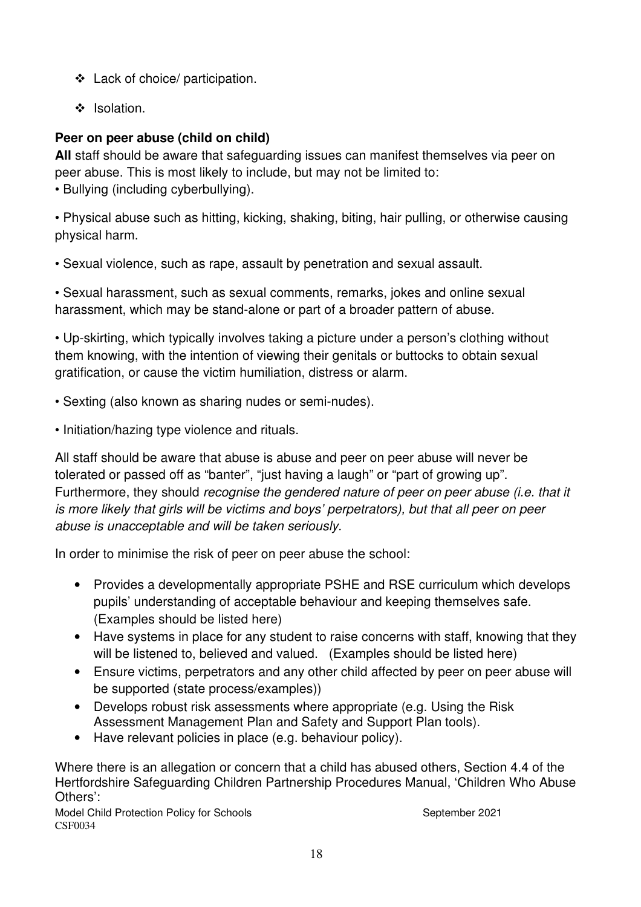- ❖ Lack of choice/ participation.
- ❖ Isolation.

**Peer on peer abuse (child on child)**

**All** staff should be aware that safeguarding issues can manifest themselves via peer on peer abuse. This is most likely to include, but may not be limited to:

• Bullying (including cyberbullying).

• Physical abuse such as hitting, kicking, shaking, biting, hair pulling, or otherwise causing physical harm.

• Sexual violence, such as rape, assault by penetration and sexual assault.

• Sexual harassment, such as sexual comments, remarks, jokes and online sexual harassment, which may be stand-alone or part of a broader pattern of abuse.

• Up-skirting, which typically involves taking a picture under a person's clothing without them knowing, with the intention of viewing their genitals or buttocks to obtain sexual gratification, or cause the victim humiliation, distress or alarm.

• Sexting (also known as sharing nudes or semi-nudes).

• Initiation/hazing type violence and rituals.

All staff should be aware that abuse is abuse and peer on peer abuse will never be tolerated or passed off as "banter", "just having a laugh" or "part of growing up". Furthermore, they should *recognise the gendered nature of peer on peer abuse (i.e. that it is more likely that girls will be victims and boys' perpetrators), but that all peer on peer abuse is unacceptable and will be taken seriously.*

In order to minimise the risk of peer on peer abuse the school:

- Provides a developmentally appropriate PSHE and RSE curriculum which develops pupils' understanding of acceptable behaviour and keeping themselves safe. (Examples should be listed here)
- Have systems in place for any student to raise concerns with staff, knowing that they will be listened to, believed and valued. (Examples should be listed here)
- Ensure victims, perpetrators and any other child affected by peer on peer abuse will be supported (state process/examples))
- Develops robust risk assessments where appropriate (e.g. Using the Risk Assessment Management Plan and Safety and Support Plan tools).
- Have relevant policies in place (e.g. behaviour policy).

Where there is an allegation or concern that a child has abused others, Section 4.4 of the Hertfordshire Safeguarding Children Partnership Procedures Manual, 'Children Who Abuse Others':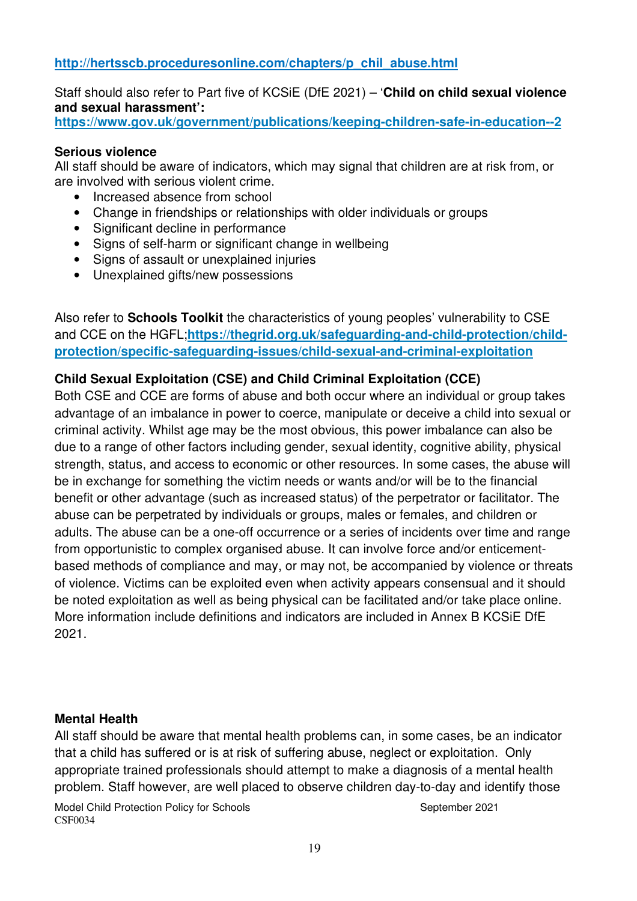**http://hertsscb.proceduresonline.com/chapters/p_chil_abuse.html**

Staff should also refer to Part five of KCSiE (DfE 2021) – '**Child on child sexual violence and sexual harassment':**
**https://www.gov.uk/government/publications/keeping-children-safe-in-education--2**

**Serious violence**
All staff should be aware of indicators, which may signal that children are at risk from, or are involved with serious violent crime.

- Increased absence from school
- Change in friendships or relationships with older individuals or groups
- Significant decline in performance
- Signs of self-harm or significant change in wellbeing
- Signs of assault or unexplained injuries
- Unexplained gifts/new possessions

Also refer to **Schools Toolkit** the characteristics of young peoples' vulnerability to CSE and CCE on the HGFL;**https://thegrid.org.uk/safeguarding-and-child-protection/child-protection/specific-safeguarding-issues/child-sexual-and-criminal-exploitation**

**Child Sexual Exploitation (CSE) and Child Criminal Exploitation (CCE)**
Both CSE and CCE are forms of abuse and both occur where an individual or group takes advantage of an imbalance in power to coerce, manipulate or deceive a child into sexual or criminal activity. Whilst age may be the most obvious, this power imbalance can also be due to a range of other factors including gender, sexual identity, cognitive ability, physical strength, status, and access to economic or other resources. In some cases, the abuse will be in exchange for something the victim needs or wants and/or will be to the financial benefit or other advantage (such as increased status) of the perpetrator or facilitator. The abuse can be perpetrated by individuals or groups, males or females, and children or adults. The abuse can be a one-off occurrence or a series of incidents over time and range from opportunistic to complex organised abuse. It can involve force and/or enticement-based methods of compliance and may, or may not, be accompanied by violence or threats of violence. Victims can be exploited even when activity appears consensual and it should be noted exploitation as well as being physical can be facilitated and/or take place online. More information include definitions and indicators are included in Annex B KCSiE DfE 2021.

**Mental Health**
All staff should be aware that mental health problems can, in some cases, be an indicator that a child has suffered or is at risk of suffering abuse, neglect or exploitation. Only appropriate trained professionals should attempt to make a diagnosis of a mental health problem. Staff however, are well placed to observe children day-to-day and identify those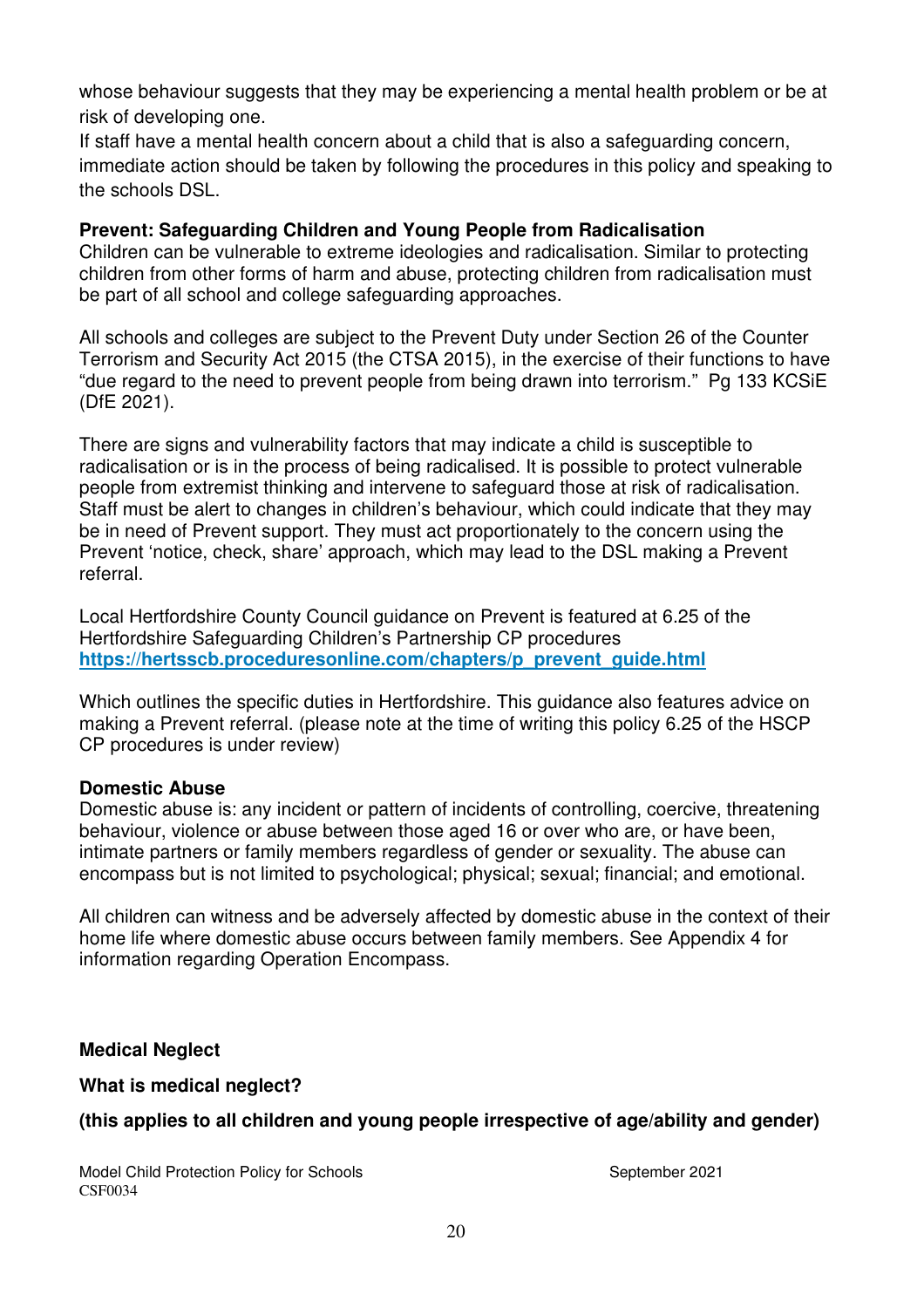whose behaviour suggests that they may be experiencing a mental health problem or be at risk of developing one.
If staff have a mental health concern about a child that is also a safeguarding concern, immediate action should be taken by following the procedures in this policy and speaking to the schools DSL.

**Prevent: Safeguarding Children and Young People from Radicalisation**
Children can be vulnerable to extreme ideologies and radicalisation. Similar to protecting children from other forms of harm and abuse, protecting children from radicalisation must be part of all school and college safeguarding approaches.

All schools and colleges are subject to the Prevent Duty under Section 26 of the Counter Terrorism and Security Act 2015 (the CTSA 2015), in the exercise of their functions to have "due regard to the need to prevent people from being drawn into terrorism." Pg 133 KCSiE (DfE 2021).

There are signs and vulnerability factors that may indicate a child is susceptible to radicalisation or is in the process of being radicalised. It is possible to protect vulnerable people from extremist thinking and intervene to safeguard those at risk of radicalisation. Staff must be alert to changes in children's behaviour, which could indicate that they may be in need of Prevent support. They must act proportionately to the concern using the Prevent 'notice, check, share' approach, which may lead to the DSL making a Prevent referral.

Local Hertfordshire County Council guidance on Prevent is featured at 6.25 of the Hertfordshire Safeguarding Children's Partnership CP procedures
**https://hertsscb.proceduresonline.com/chapters/p_prevent_guide.html**

Which outlines the specific duties in Hertfordshire. This guidance also features advice on making a Prevent referral. (please note at the time of writing this policy 6.25 of the HSCP CP procedures is under review)

**Domestic Abuse**
Domestic abuse is: any incident or pattern of incidents of controlling, coercive, threatening behaviour, violence or abuse between those aged 16 or over who are, or have been, intimate partners or family members regardless of gender or sexuality. The abuse can encompass but is not limited to psychological; physical; sexual; financial; and emotional.

All children can witness and be adversely affected by domestic abuse in the context of their home life where domestic abuse occurs between family members. See Appendix 4 for information regarding Operation Encompass.

**Medical Neglect**

**What is medical neglect?**

**(this applies to all children and young people irrespective of age/ability and gender)**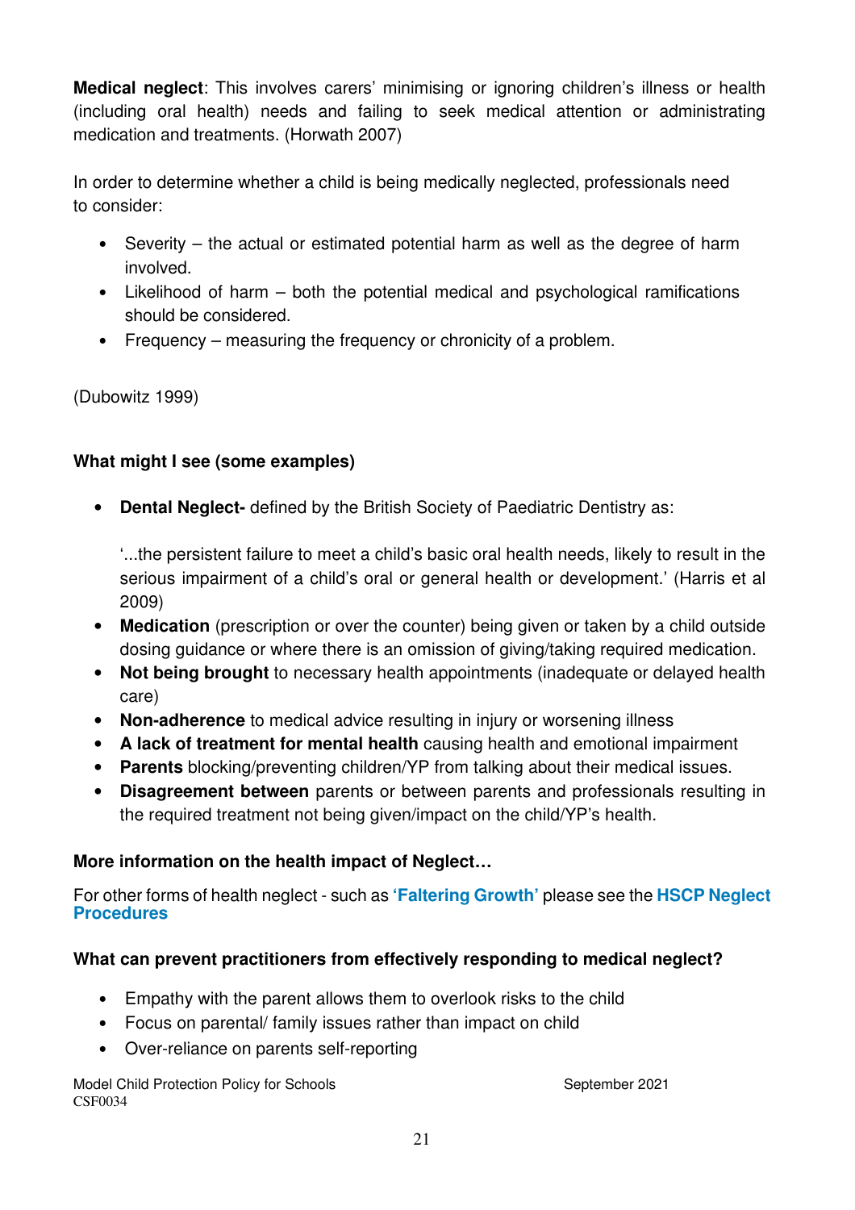**Medical neglect**: This involves carers' minimising or ignoring children's illness or health (including oral health) needs and failing to seek medical attention or administrating medication and treatments. (Horwath 2007)

In order to determine whether a child is being medically neglected, professionals need to consider:

- Severity – the actual or estimated potential harm as well as the degree of harm involved.
- Likelihood of harm – both the potential medical and psychological ramifications should be considered.
- Frequency – measuring the frequency or chronicity of a problem.

(Dubowitz 1999)

**What might I see (some examples)**

- **Dental Neglect-** defined by the British Society of Paediatric Dentistry as:

  '...the persistent failure to meet a child's basic oral health needs, likely to result in the serious impairment of a child's oral or general health or development.' (Harris et al 2009)
- **Medication** (prescription or over the counter) being given or taken by a child outside dosing guidance or where there is an omission of giving/taking required medication.
- **Not being brought** to necessary health appointments (inadequate or delayed health care)
- **Non-adherence** to medical advice resulting in injury or worsening illness
- **A lack of treatment for mental health** causing health and emotional impairment
- **Parents** blocking/preventing children/YP from talking about their medical issues.
- **Disagreement between** parents or between parents and professionals resulting in the required treatment not being given/impact on the child/YP's health.

**More information on the health impact of Neglect…**

For other forms of health neglect - such as **'Faltering Growth'** please see the **HSCP Neglect Procedures**

**What can prevent practitioners from effectively responding to medical neglect?**

- Empathy with the parent allows them to overlook risks to the child
- Focus on parental/ family issues rather than impact on child
- Over-reliance on parents self-reporting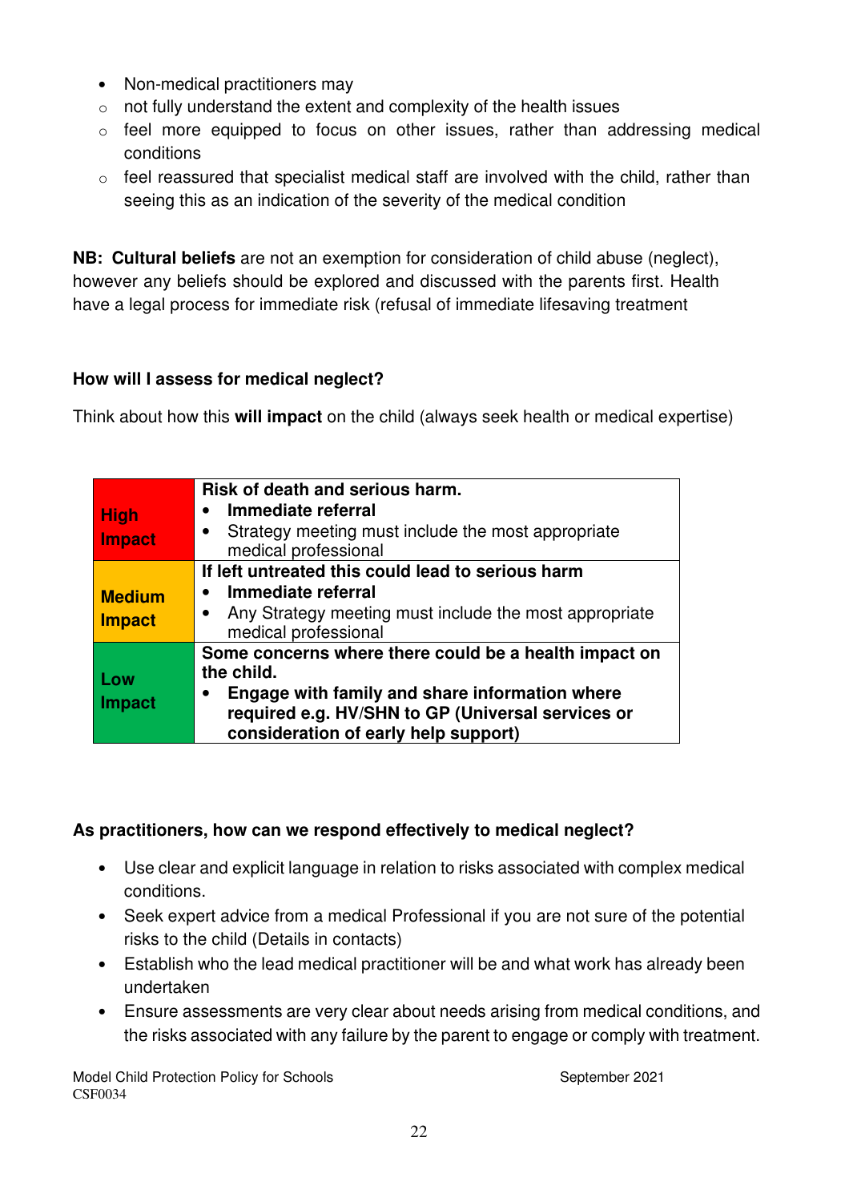- Non-medical practitioners may
    - not fully understand the extent and complexity of the health issues
    - feel more equipped to focus on other issues, rather than addressing medical conditions
    - feel reassured that specialist medical staff are involved with the child, rather than seeing this as an indication of the severity of the medical condition

**NB: Cultural beliefs** are not an exemption for consideration of child abuse (neglect), however any beliefs should be explored and discussed with the parents first. Health have a legal process for immediate risk (refusal of immediate lifesaving treatment

**How will I assess for medical neglect?**

Think about how this **will impact** on the child (always seek health or medical expertise)

| | |
|---|---|
| **High Impact** | **Risk of death and serious harm.**<br>• **Immediate referral**<br>• Strategy meeting must include the most appropriate medical professional |
| **Medium Impact** | **If left untreated this could lead to serious harm**<br>• **Immediate referral**<br>• Any Strategy meeting must include the most appropriate medical professional |
| **Low Impact** | **Some concerns where there could be a health impact on the child.**<br>• **Engage with family and share information where required e.g. HV/SHN to GP (Universal services or consideration of early help support)** |

**As practitioners, how can we respond effectively to medical neglect?**

- Use clear and explicit language in relation to risks associated with complex medical conditions.
- Seek expert advice from a medical Professional if you are not sure of the potential risks to the child (Details in contacts)
- Establish who the lead medical practitioner will be and what work has already been undertaken
- Ensure assessments are very clear about needs arising from medical conditions, and the risks associated with any failure by the parent to engage or comply with treatment.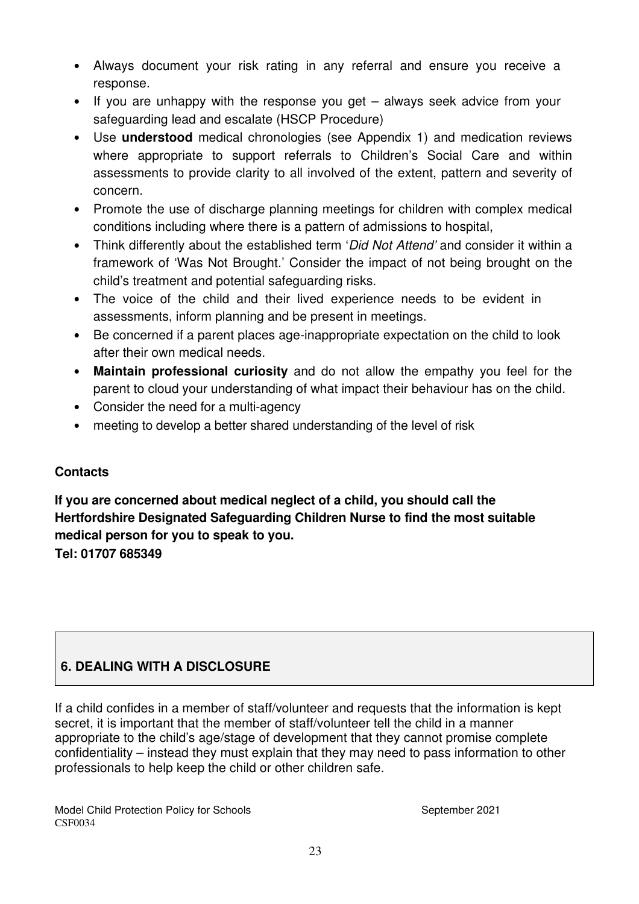- Always document your risk rating in any referral and ensure you receive a response.
- If you are unhappy with the response you get – always seek advice from your safeguarding lead and escalate (HSCP Procedure)
- Use **understood** medical chronologies (see Appendix 1) and medication reviews where appropriate to support referrals to Children's Social Care and within assessments to provide clarity to all involved of the extent, pattern and severity of concern.
- Promote the use of discharge planning meetings for children with complex medical conditions including where there is a pattern of admissions to hospital,
- Think differently about the established term '*Did Not Attend'* and consider it within a framework of 'Was Not Brought.' Consider the impact of not being brought on the child's treatment and potential safeguarding risks.
- The voice of the child and their lived experience needs to be evident in assessments, inform planning and be present in meetings.
- Be concerned if a parent places age-inappropriate expectation on the child to look after their own medical needs.
- **Maintain professional curiosity** and do not allow the empathy you feel for the parent to cloud your understanding of what impact their behaviour has on the child.
- Consider the need for a multi-agency
- meeting to develop a better shared understanding of the level of risk

**Contacts**

**If you are concerned about medical neglect of a child, you should call the Hertfordshire Designated Safeguarding Children Nurse to find the most suitable medical person for you to speak to you.**
**Tel: 01707 685349**

## 6. DEALING WITH A DISCLOSURE

If a child confides in a member of staff/volunteer and requests that the information is kept secret, it is important that the member of staff/volunteer tell the child in a manner appropriate to the child's age/stage of development that they cannot promise complete confidentiality – instead they must explain that they may need to pass information to other professionals to help keep the child or other children safe.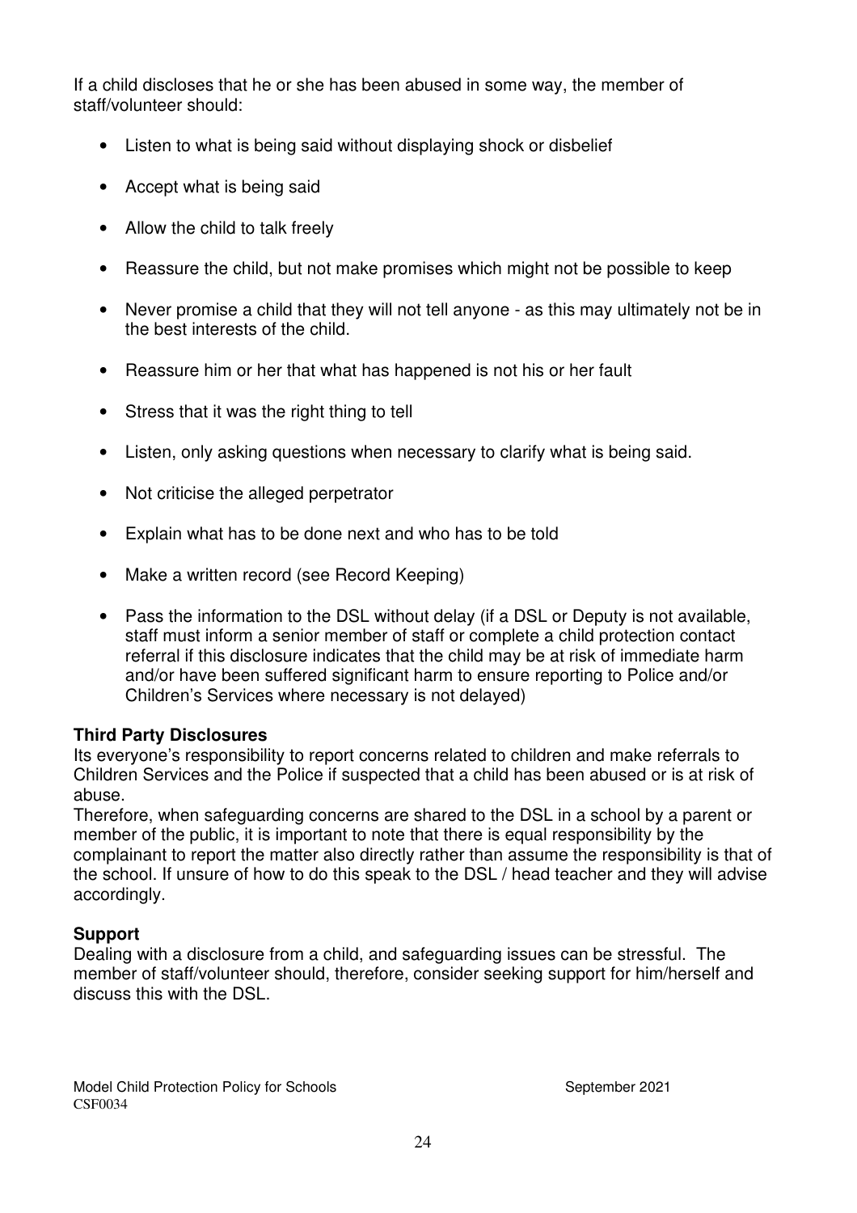If a child discloses that he or she has been abused in some way, the member of staff/volunteer should:

- Listen to what is being said without displaying shock or disbelief
- Accept what is being said
- Allow the child to talk freely
- Reassure the child, but not make promises which might not be possible to keep
- Never promise a child that they will not tell anyone - as this may ultimately not be in the best interests of the child.
- Reassure him or her that what has happened is not his or her fault
- Stress that it was the right thing to tell
- Listen, only asking questions when necessary to clarify what is being said.
- Not criticise the alleged perpetrator
- Explain what has to be done next and who has to be told
- Make a written record (see Record Keeping)
- Pass the information to the DSL without delay (if a DSL or Deputy is not available, staff must inform a senior member of staff or complete a child protection contact referral if this disclosure indicates that the child may be at risk of immediate harm and/or have been suffered significant harm to ensure reporting to Police and/or Children's Services where necessary is not delayed)

**Third Party Disclosures**

Its everyone's responsibility to report concerns related to children and make referrals to Children Services and the Police if suspected that a child has been abused or is at risk of abuse.

Therefore, when safeguarding concerns are shared to the DSL in a school by a parent or member of the public, it is important to note that there is equal responsibility by the complainant to report the matter also directly rather than assume the responsibility is that of the school. If unsure of how to do this speak to the DSL / head teacher and they will advise accordingly.

**Support**

Dealing with a disclosure from a child, and safeguarding issues can be stressful. The member of staff/volunteer should, therefore, consider seeking support for him/herself and discuss this with the DSL.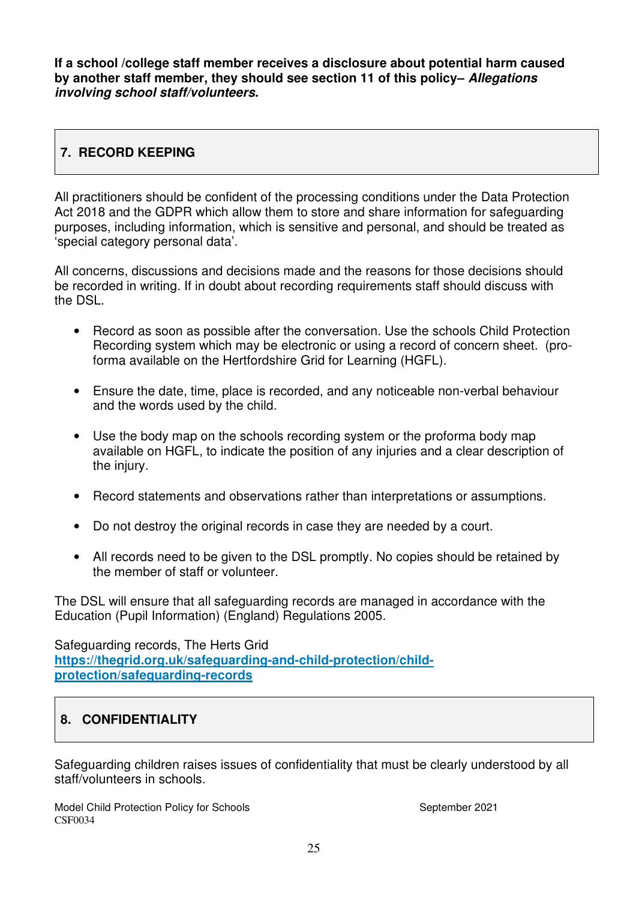**If a school /college staff member receives a disclosure about potential harm caused by another staff member, they should see section 11 of this policy– *Allegations involving school staff/volunteers.***

## 7. RECORD KEEPING

All practitioners should be confident of the processing conditions under the Data Protection Act 2018 and the GDPR which allow them to store and share information for safeguarding purposes, including information, which is sensitive and personal, and should be treated as 'special category personal data'.

All concerns, discussions and decisions made and the reasons for those decisions should be recorded in writing. If in doubt about recording requirements staff should discuss with the DSL.

- Record as soon as possible after the conversation. Use the schools Child Protection Recording system which may be electronic or using a record of concern sheet. (pro-forma available on the Hertfordshire Grid for Learning (HGFL).
- Ensure the date, time, place is recorded, and any noticeable non-verbal behaviour and the words used by the child.
- Use the body map on the schools recording system or the proforma body map available on HGFL, to indicate the position of any injuries and a clear description of the injury.
- Record statements and observations rather than interpretations or assumptions.
- Do not destroy the original records in case they are needed by a court.
- All records need to be given to the DSL promptly. No copies should be retained by the member of staff or volunteer.

The DSL will ensure that all safeguarding records are managed in accordance with the Education (Pupil Information) (England) Regulations 2005.

Safeguarding records, The Herts Grid
[https://thegrid.org.uk/safeguarding-and-child-protection/child-protection/safeguarding-records](https://thegrid.org.uk/safeguarding-and-child-protection/child-protection/safeguarding-records)

## 8. CONFIDENTIALITY

Safeguarding children raises issues of confidentiality that must be clearly understood by all staff/volunteers in schools.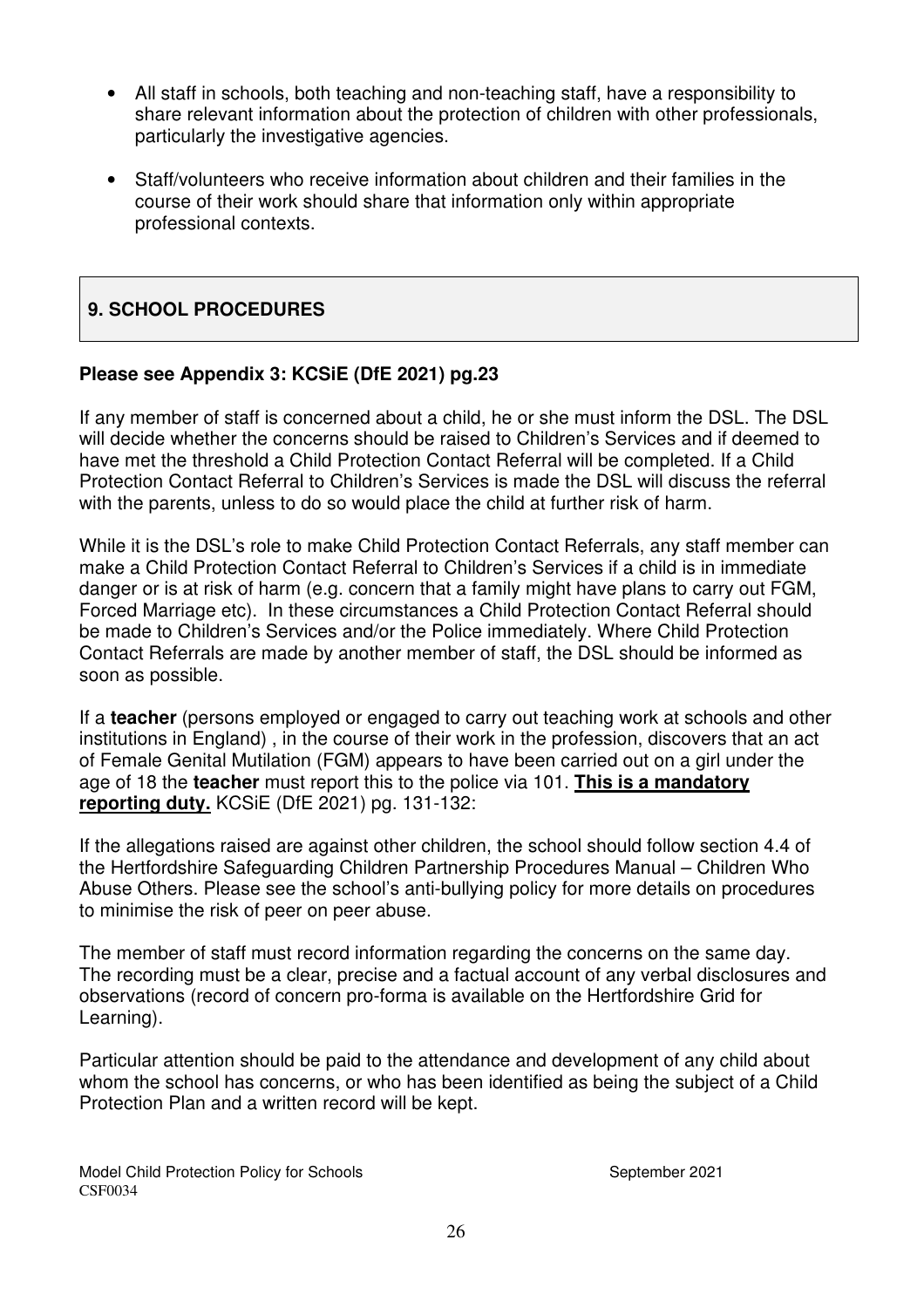- All staff in schools, both teaching and non-teaching staff, have a responsibility to share relevant information about the protection of children with other professionals, particularly the investigative agencies.

- Staff/volunteers who receive information about children and their families in the course of their work should share that information only within appropriate professional contexts.

## 9. SCHOOL PROCEDURES

**Please see Appendix 3: KCSiE (DfE 2021) pg.23**

If any member of staff is concerned about a child, he or she must inform the DSL. The DSL will decide whether the concerns should be raised to Children's Services and if deemed to have met the threshold a Child Protection Contact Referral will be completed. If a Child Protection Contact Referral to Children's Services is made the DSL will discuss the referral with the parents, unless to do so would place the child at further risk of harm.

While it is the DSL's role to make Child Protection Contact Referrals, any staff member can make a Child Protection Contact Referral to Children's Services if a child is in immediate danger or is at risk of harm (e.g. concern that a family might have plans to carry out FGM, Forced Marriage etc). In these circumstances a Child Protection Contact Referral should be made to Children's Services and/or the Police immediately. Where Child Protection Contact Referrals are made by another member of staff, the DSL should be informed as soon as possible.

If a **teacher** (persons employed or engaged to carry out teaching work at schools and other institutions in England) , in the course of their work in the profession, discovers that an act of Female Genital Mutilation (FGM) appears to have been carried out on a girl under the age of 18 the **teacher** must report this to the police via 101. **<u>This is a mandatory reporting duty.</u>** KCSiE (DfE 2021) pg. 131-132:

If the allegations raised are against other children, the school should follow section 4.4 of the Hertfordshire Safeguarding Children Partnership Procedures Manual – Children Who Abuse Others. Please see the school's anti-bullying policy for more details on procedures to minimise the risk of peer on peer abuse.

The member of staff must record information regarding the concerns on the same day. The recording must be a clear, precise and a factual account of any verbal disclosures and observations (record of concern pro-forma is available on the Hertfordshire Grid for Learning).

Particular attention should be paid to the attendance and development of any child about whom the school has concerns, or who has been identified as being the subject of a Child Protection Plan and a written record will be kept.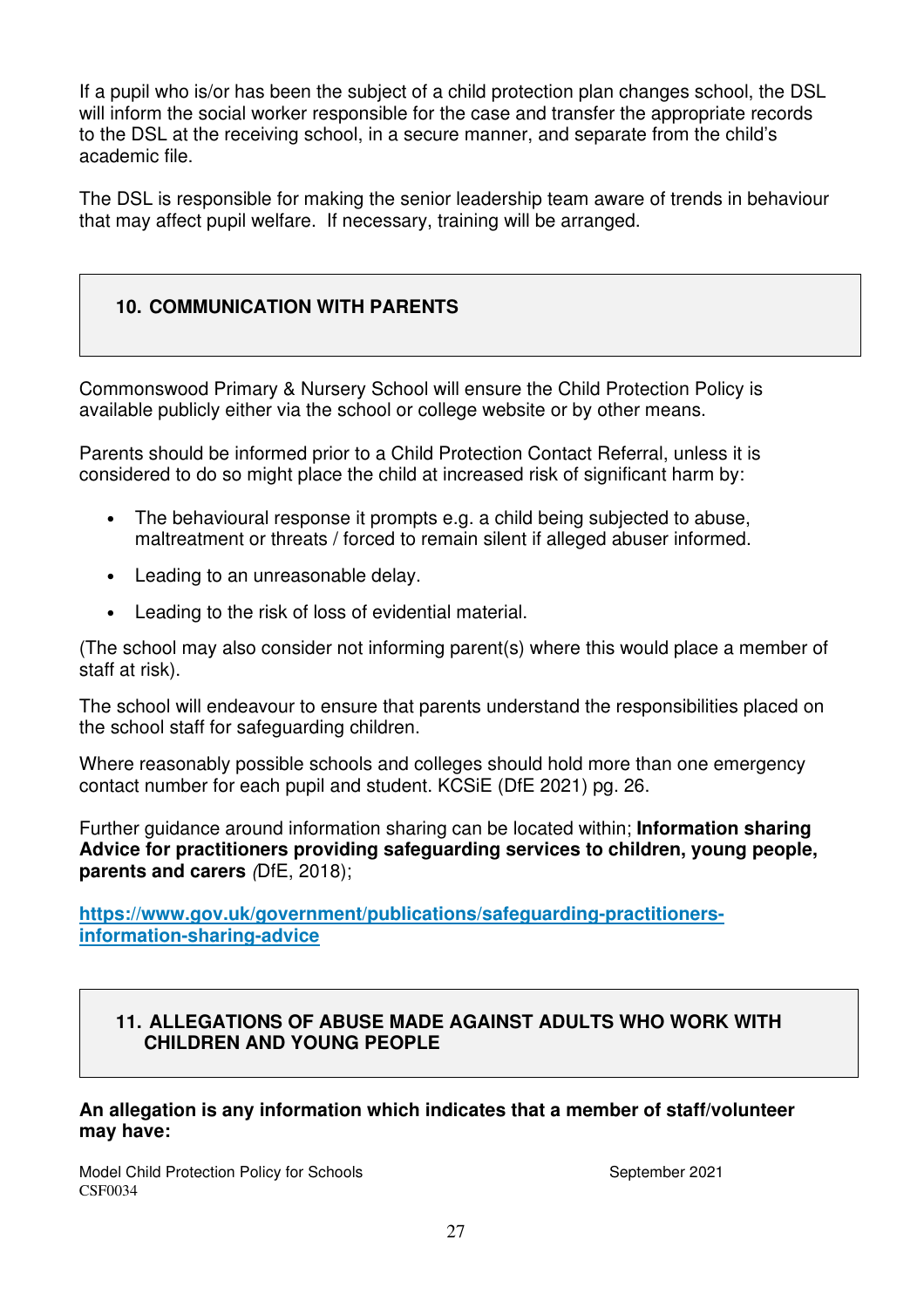If a pupil who is/or has been the subject of a child protection plan changes school, the DSL will inform the social worker responsible for the case and transfer the appropriate records to the DSL at the receiving school, in a secure manner, and separate from the child's academic file.

The DSL is responsible for making the senior leadership team aware of trends in behaviour that may affect pupil welfare. If necessary, training will be arranged.

## 10. COMMUNICATION WITH PARENTS

Commonswood Primary & Nursery School will ensure the Child Protection Policy is available publicly either via the school or college website or by other means.

Parents should be informed prior to a Child Protection Contact Referral, unless it is considered to do so might place the child at increased risk of significant harm by:

- The behavioural response it prompts e.g. a child being subjected to abuse, maltreatment or threats / forced to remain silent if alleged abuser informed.
- Leading to an unreasonable delay.
- Leading to the risk of loss of evidential material.

(The school may also consider not informing parent(s) where this would place a member of staff at risk).

The school will endeavour to ensure that parents understand the responsibilities placed on the school staff for safeguarding children.

Where reasonably possible schools and colleges should hold more than one emergency contact number for each pupil and student. KCSiE (DfE 2021) pg. 26.

Further guidance around information sharing can be located within; **Information sharing Advice for practitioners providing safeguarding services to children, young people, parents and carers** *(*DfE, 2018);

**https://www.gov.uk/government/publications/safeguarding-practitioners-information-sharing-advice**

## 11. ALLEGATIONS OF ABUSE MADE AGAINST ADULTS WHO WORK WITH CHILDREN AND YOUNG PEOPLE

**An allegation is any information which indicates that a member of staff/volunteer may have:**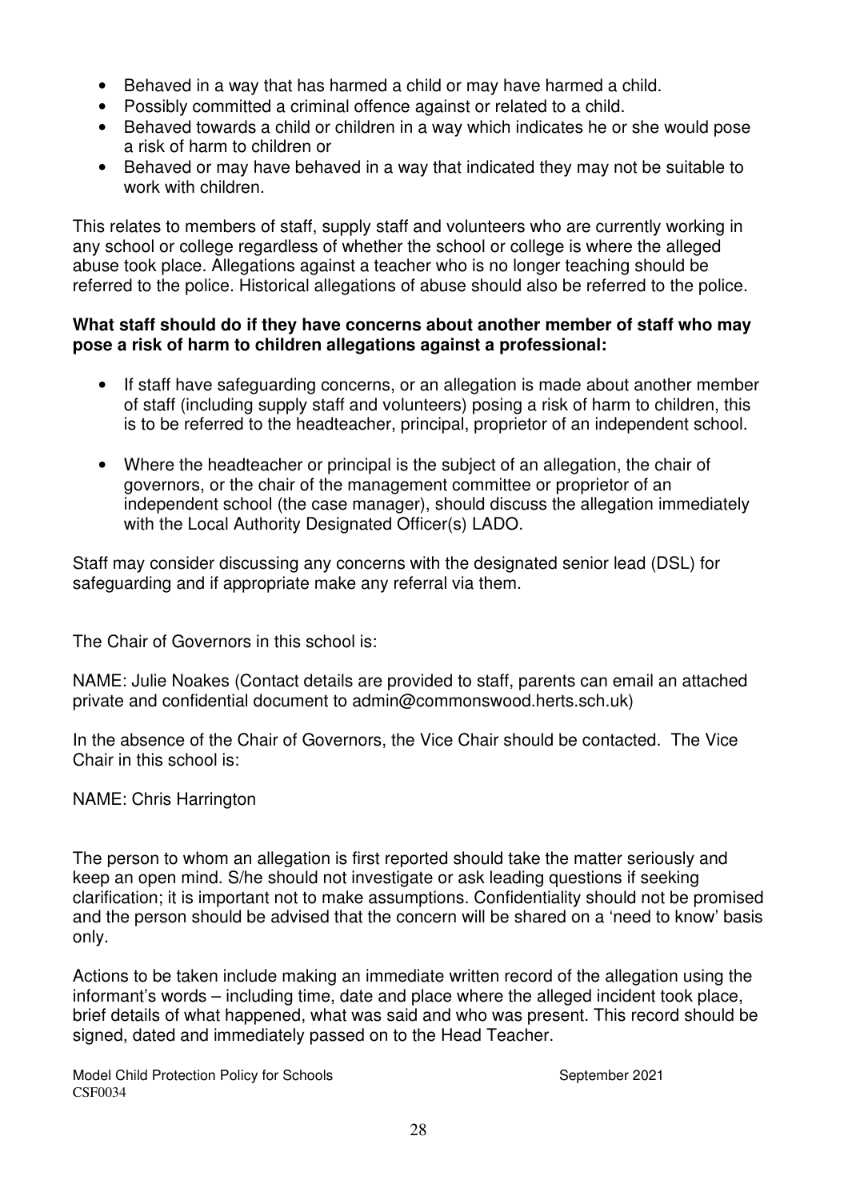- Behaved in a way that has harmed a child or may have harmed a child.
- Possibly committed a criminal offence against or related to a child.
- Behaved towards a child or children in a way which indicates he or she would pose a risk of harm to children or
- Behaved or may have behaved in a way that indicated they may not be suitable to work with children.

This relates to members of staff, supply staff and volunteers who are currently working in any school or college regardless of whether the school or college is where the alleged abuse took place. Allegations against a teacher who is no longer teaching should be referred to the police. Historical allegations of abuse should also be referred to the police.

**What staff should do if they have concerns about another member of staff who may pose a risk of harm to children allegations against a professional:**

- If staff have safeguarding concerns, or an allegation is made about another member of staff (including supply staff and volunteers) posing a risk of harm to children, this is to be referred to the headteacher, principal, proprietor of an independent school.

- Where the headteacher or principal is the subject of an allegation, the chair of governors, or the chair of the management committee or proprietor of an independent school (the case manager), should discuss the allegation immediately with the Local Authority Designated Officer(s) LADO.

Staff may consider discussing any concerns with the designated senior lead (DSL) for safeguarding and if appropriate make any referral via them.

The Chair of Governors in this school is:

NAME: Julie Noakes (Contact details are provided to staff, parents can email an attached private and confidential document to admin@commonswood.herts.sch.uk)

In the absence of the Chair of Governors, the Vice Chair should be contacted. The Vice Chair in this school is:

NAME: Chris Harrington

The person to whom an allegation is first reported should take the matter seriously and keep an open mind. S/he should not investigate or ask leading questions if seeking clarification; it is important not to make assumptions. Confidentiality should not be promised and the person should be advised that the concern will be shared on a 'need to know' basis only.

Actions to be taken include making an immediate written record of the allegation using the informant's words – including time, date and place where the alleged incident took place, brief details of what happened, what was said and who was present. This record should be signed, dated and immediately passed on to the Head Teacher.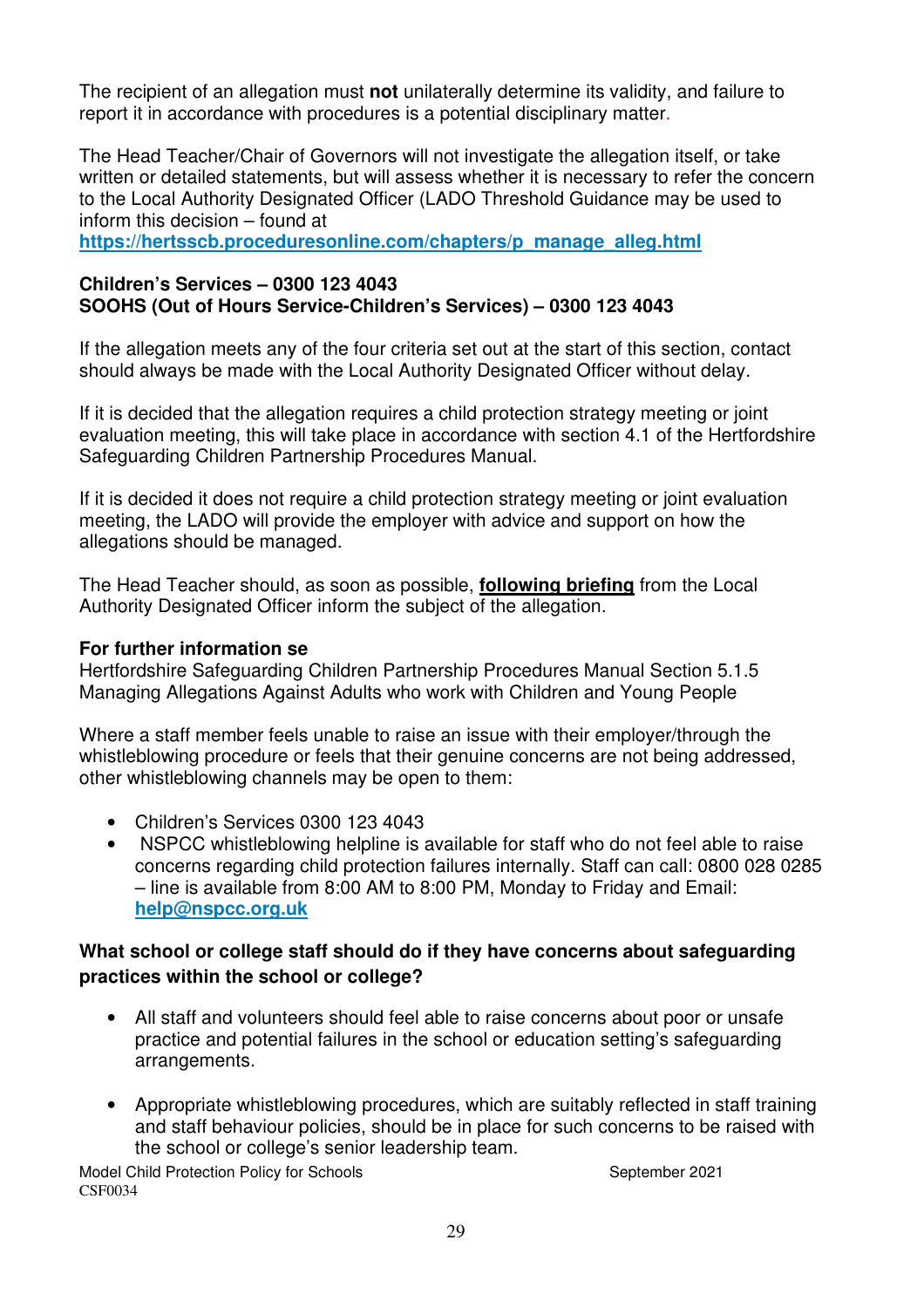The recipient of an allegation must **not** unilaterally determine its validity, and failure to report it in accordance with procedures is a potential disciplinary matter.

The Head Teacher/Chair of Governors will not investigate the allegation itself, or take written or detailed statements, but will assess whether it is necessary to refer the concern to the Local Authority Designated Officer (LADO Threshold Guidance may be used to inform this decision – found at **https://hertsscb.proceduresonline.com/chapters/p_manage_alleg.html**

**Children's Services – 0300 123 4043**
**SOOHS (Out of Hours Service-Children's Services) – 0300 123 4043**

If the allegation meets any of the four criteria set out at the start of this section, contact should always be made with the Local Authority Designated Officer without delay.

If it is decided that the allegation requires a child protection strategy meeting or joint evaluation meeting, this will take place in accordance with section 4.1 of the Hertfordshire Safeguarding Children Partnership Procedures Manual.

If it is decided it does not require a child protection strategy meeting or joint evaluation meeting, the LADO will provide the employer with advice and support on how the allegations should be managed.

The Head Teacher should, as soon as possible, **following briefing** from the Local Authority Designated Officer inform the subject of the allegation.

**For further information se**
Hertfordshire Safeguarding Children Partnership Procedures Manual Section 5.1.5 Managing Allegations Against Adults who work with Children and Young People

Where a staff member feels unable to raise an issue with their employer/through the whistleblowing procedure or feels that their genuine concerns are not being addressed, other whistleblowing channels may be open to them:

- Children's Services 0300 123 4043
- NSPCC whistleblowing helpline is available for staff who do not feel able to raise concerns regarding child protection failures internally. Staff can call: 0800 028 0285 – line is available from 8:00 AM to 8:00 PM, Monday to Friday and Email: **help@nspcc.org.uk**

**What school or college staff should do if they have concerns about safeguarding practices within the school or college?**

- All staff and volunteers should feel able to raise concerns about poor or unsafe practice and potential failures in the school or education setting's safeguarding arrangements.
- Appropriate whistleblowing procedures, which are suitably reflected in staff training and staff behaviour policies, should be in place for such concerns to be raised with the school or college's senior leadership team.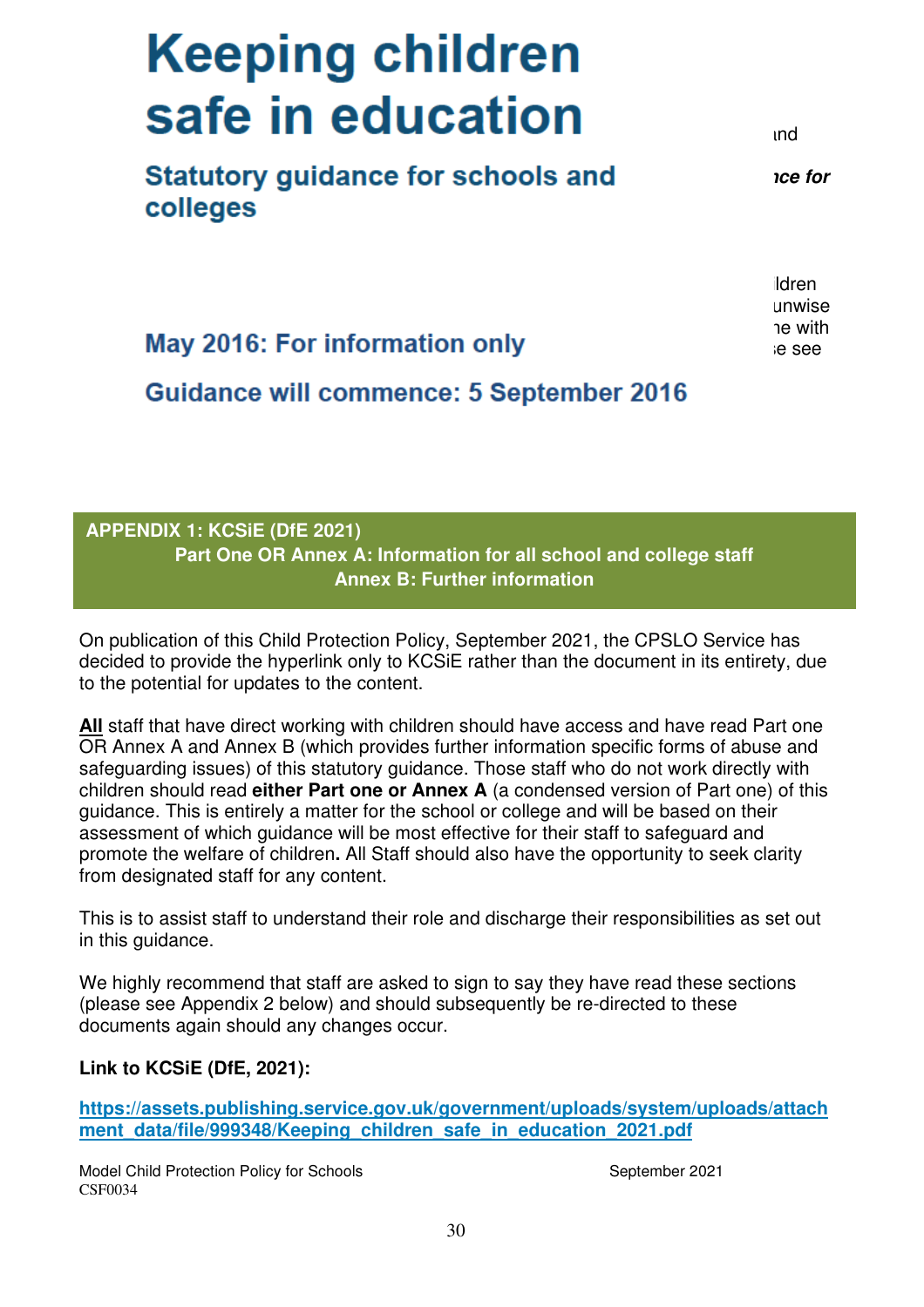# Keeping children safe in education

## Statutory guidance for schools and colleges

### May 2016: For information only

### Guidance will commence: 5 September 2016

**APPENDIX 1: KCSiE (DfE 2021)**
**Part One OR Annex A: Information for all school and college staff**
**Annex B: Further information**

On publication of this Child Protection Policy, September 2021, the CPSLO Service has decided to provide the hyperlink only to KCSiE rather than the document in its entirety, due to the potential for updates to the content.

**All** staff that have direct working with children should have access and have read Part one OR Annex A and Annex B (which provides further information specific forms of abuse and safeguarding issues) of this statutory guidance. Those staff who do not work directly with children should read **either Part one or Annex A** (a condensed version of Part one) of this guidance. This is entirely a matter for the school or college and will be based on their assessment of which guidance will be most effective for their staff to safeguard and promote the welfare of children**.** All Staff should also have the opportunity to seek clarity from designated staff for any content.

This is to assist staff to understand their role and discharge their responsibilities as set out in this guidance.

We highly recommend that staff are asked to sign to say they have read these sections (please see Appendix 2 below) and should subsequently be re-directed to these documents again should any changes occur.

**Link to KCSiE (DfE, 2021):**

**https://assets.publishing.service.gov.uk/government/uploads/system/uploads/attachment_data/file/999348/Keeping_children_safe_in_education_2021.pdf**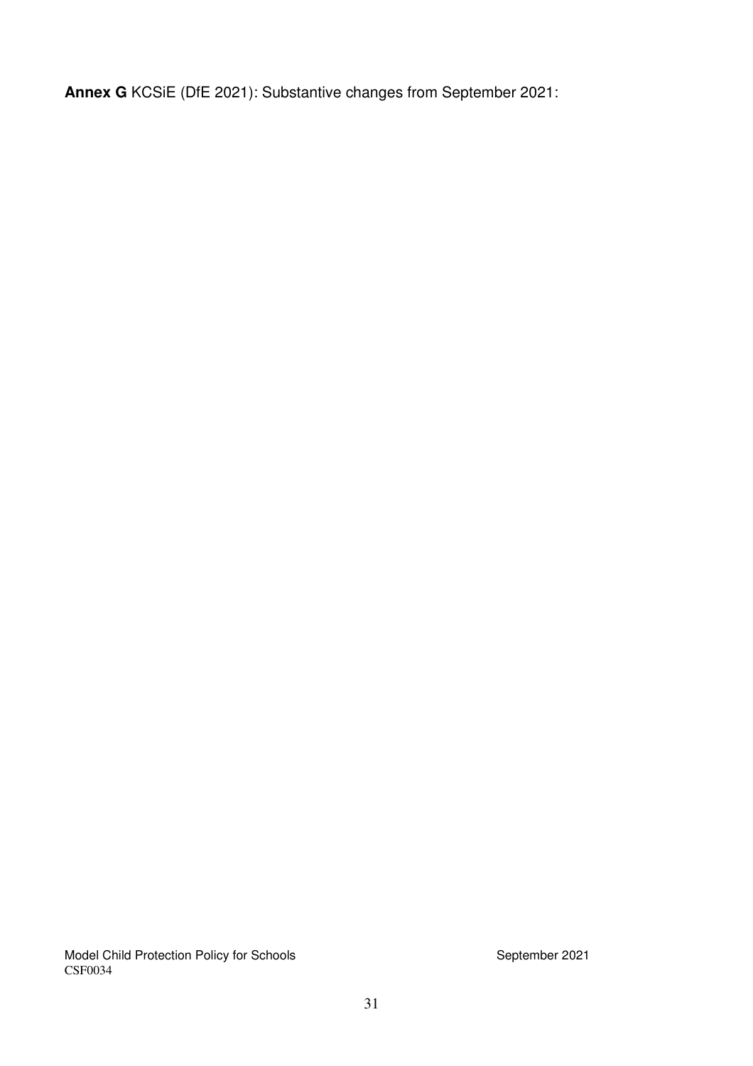**Annex G** KCSiE (DfE 2021): Substantive changes from September 2021: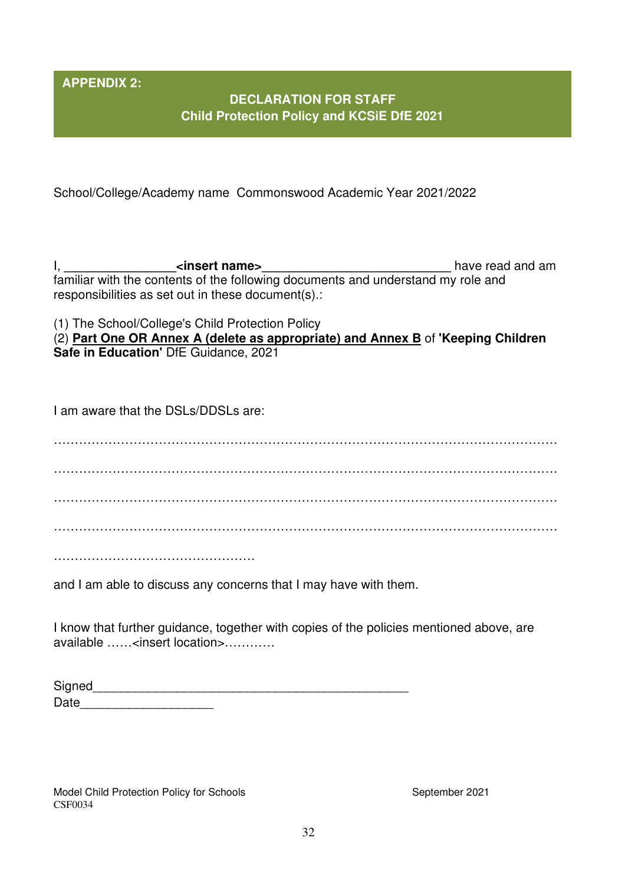**APPENDIX 2:**

## DECLARATION FOR STAFF
## Child Protection Policy and KCSiE DfE 2021

School/College/Academy name Commonswood Academic Year 2021/2022

I, _______________**<insert name>**__________________________ have read and am familiar with the contents of the following documents and understand my role and responsibilities as set out in these document(s).:

(1) The School/College's Child Protection Policy
(2) **Part One OR Annex A (delete as appropriate) and Annex B** of **'Keeping Children Safe in Education'** DfE Guidance, 2021

I am aware that the DSLs/DDSLs are:

……………………………………………………………………………………………………

……………………………………………………………………………………………………

……………………………………………………………………………………………………

……………………………………………………………………………………………………

…………………………………………

and I am able to discuss any concerns that I may have with them.

I know that further guidance, together with copies of the policies mentioned above, are available ……<insert location>…………

Signed_____________________________________________
Date__________________

Model Child Protection Policy for Schools September 2021
CSF0034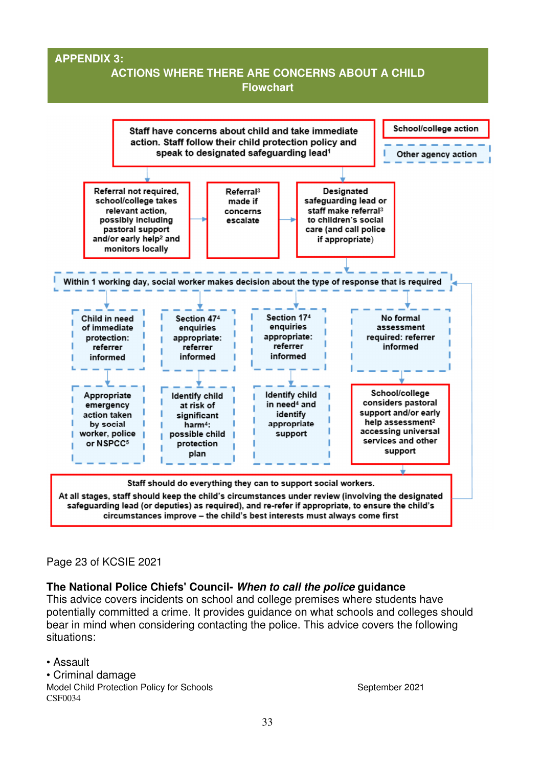# APPENDIX 3:

## ACTIONS WHERE THERE ARE CONCERNS ABOUT A CHILD

### Flowchart

Staff have concerns about child and take immediate action. Staff follow their child protection policy and speak to designated safeguarding lead[1]

School/college action

Other agency action

Referral not required, school/college takes relevant action, possibly including pastoral support and/or early help[2] and monitors locally

Referral[3] made if concerns escalate

Designated safeguarding lead or staff make referral[3] to children's social care (and call police if appropriate)

Within 1 working day, social worker makes decision about the type of response that is required

Child in need of immediate protection: referrer informed

Section 47[4] enquiries appropriate: referrer informed

Section 17[4] enquiries appropriate: referrer informed

No formal assessment required: referrer informed

Appropriate emergency action taken by social worker, police or NSPCC[5]

Identify child at risk of significant harm[4]: possible child protection plan

Identify child in need[4] and identify appropriate support

School/college considers pastoral support and/or early help assessment[2] accessing universal services and other support

Staff should do everything they can to support social workers.

At all stages, staff should keep the child's circumstances under review (involving the designated safeguarding lead (or deputies) as required), and re-refer if appropriate, to ensure the child's circumstances improve – the child's best interests must always come first

Page 23 of KCSIE 2021

**The National Police Chiefs' Council-** ***When to call the police*** **guidance**
This advice covers incidents on school and college premises where students have potentially committed a crime. It provides guidance on what schools and colleges should bear in mind when considering contacting the police. This advice covers the following situations:

- Assault
- Criminal damage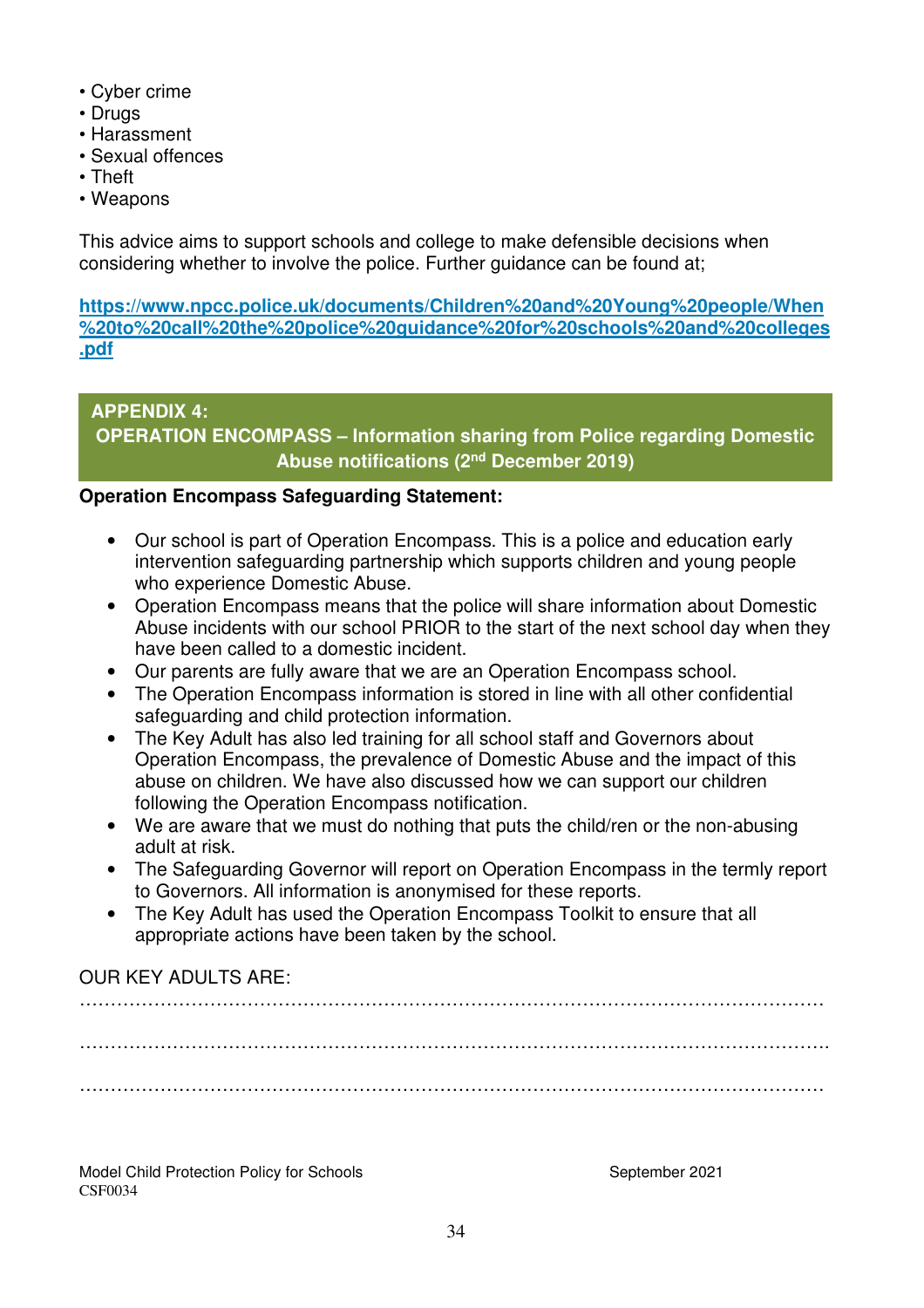- Cyber crime
- Drugs
- Harassment
- Sexual offences
- Theft
- Weapons

This advice aims to support schools and college to make defensible decisions when considering whether to involve the police. Further guidance can be found at;

**https://www.npcc.police.uk/documents/Children%20and%20Young%20people/When%20to%20call%20the%20police%20guidance%20for%20schools%20and%20colleges.pdf**

## APPENDIX 4: OPERATION ENCOMPASS – Information sharing from Police regarding Domestic Abuse notifications (2nd December 2019)

**Operation Encompass Safeguarding Statement:**

- Our school is part of Operation Encompass. This is a police and education early intervention safeguarding partnership which supports children and young people who experience Domestic Abuse.
- Operation Encompass means that the police will share information about Domestic Abuse incidents with our school PRIOR to the start of the next school day when they have been called to a domestic incident.
- Our parents are fully aware that we are an Operation Encompass school.
- The Operation Encompass information is stored in line with all other confidential safeguarding and child protection information.
- The Key Adult has also led training for all school staff and Governors about Operation Encompass, the prevalence of Domestic Abuse and the impact of this abuse on children. We have also discussed how we can support our children following the Operation Encompass notification.
- We are aware that we must do nothing that puts the child/ren or the non-abusing adult at risk.
- The Safeguarding Governor will report on Operation Encompass in the termly report to Governors. All information is anonymised for these reports.
- The Key Adult has used the Operation Encompass Toolkit to ensure that all appropriate actions have been taken by the school.

OUR KEY ADULTS ARE:

…………………………………………………………………………………………………………

…………………………………………………………………………………………………………

…………………………………………………………………………………………………………

Model Child Protection Policy for Schools CSF0034 — September 2021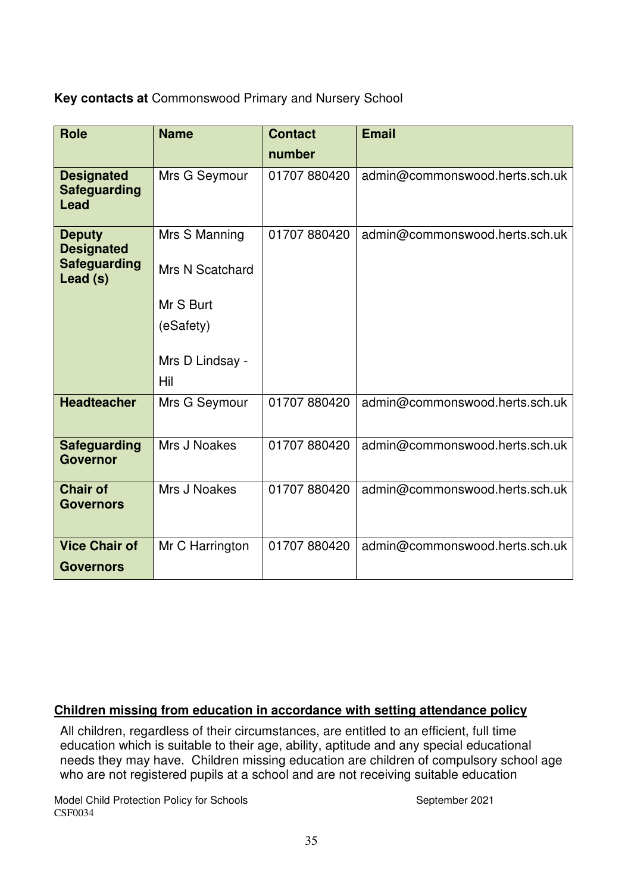**Key contacts at** Commonswood Primary and Nursery School

| Role | Name | Contact number | Email |
|---|---|---|---|
| **Designated Safeguarding Lead** | Mrs G Seymour | 01707 880420 | admin@commonswood.herts.sch.uk |
| **Deputy Designated Safeguarding Lead (s)** | Mrs S Manning<br><br>Mrs N Scatchard<br><br>Mr S Burt (eSafety)<br><br>Mrs D Lindsay - Hil | 01707 880420 | admin@commonswood.herts.sch.uk |
| **Headteacher** | Mrs G Seymour | 01707 880420 | admin@commonswood.herts.sch.uk |
| **Safeguarding Governor** | Mrs J Noakes | 01707 880420 | admin@commonswood.herts.sch.uk |
| **Chair of Governors** | Mrs J Noakes | 01707 880420 | admin@commonswood.herts.sch.uk |
| **Vice Chair of Governors** | Mr C Harrington | 01707 880420 | admin@commonswood.herts.sch.uk |

**Children missing from education in accordance with setting attendance policy**

All children, regardless of their circumstances, are entitled to an efficient, full time education which is suitable to their age, ability, aptitude and any special educational needs they may have. Children missing education are children of compulsory school age who are not registered pupils at a school and are not receiving suitable education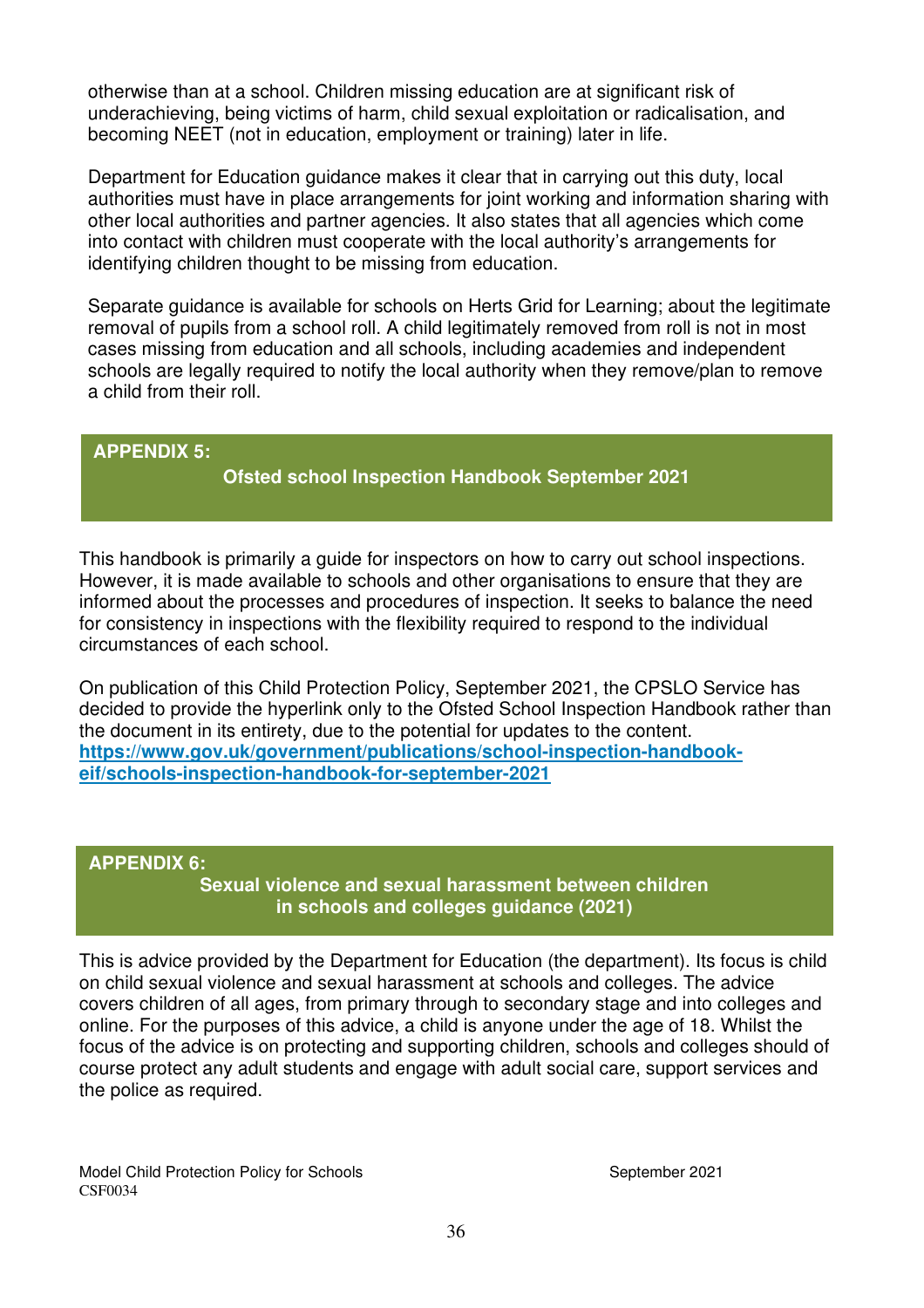otherwise than at a school. Children missing education are at significant risk of underachieving, being victims of harm, child sexual exploitation or radicalisation, and becoming NEET (not in education, employment or training) later in life.

Department for Education guidance makes it clear that in carrying out this duty, local authorities must have in place arrangements for joint working and information sharing with other local authorities and partner agencies. It also states that all agencies which come into contact with children must cooperate with the local authority's arrangements for identifying children thought to be missing from education.

Separate guidance is available for schools on Herts Grid for Learning; about the legitimate removal of pupils from a school roll. A child legitimately removed from roll is not in most cases missing from education and all schools, including academies and independent schools are legally required to notify the local authority when they remove/plan to remove a child from their roll.

## APPENDIX 5: Ofsted school Inspection Handbook September 2021

This handbook is primarily a guide for inspectors on how to carry out school inspections. However, it is made available to schools and other organisations to ensure that they are informed about the processes and procedures of inspection. It seeks to balance the need for consistency in inspections with the flexibility required to respond to the individual circumstances of each school.

On publication of this Child Protection Policy, September 2021, the CPSLO Service has decided to provide the hyperlink only to the Ofsted School Inspection Handbook rather than the document in its entirety, due to the potential for updates to the content.
**https://www.gov.uk/government/publications/school-inspection-handbook-eif/schools-inspection-handbook-for-september-2021**

## APPENDIX 6: Sexual violence and sexual harassment between children in schools and colleges guidance (2021)

This is advice provided by the Department for Education (the department). Its focus is child on child sexual violence and sexual harassment at schools and colleges. The advice covers children of all ages, from primary through to secondary stage and into colleges and online. For the purposes of this advice, a child is anyone under the age of 18. Whilst the focus of the advice is on protecting and supporting children, schools and colleges should of course protect any adult students and engage with adult social care, support services and the police as required.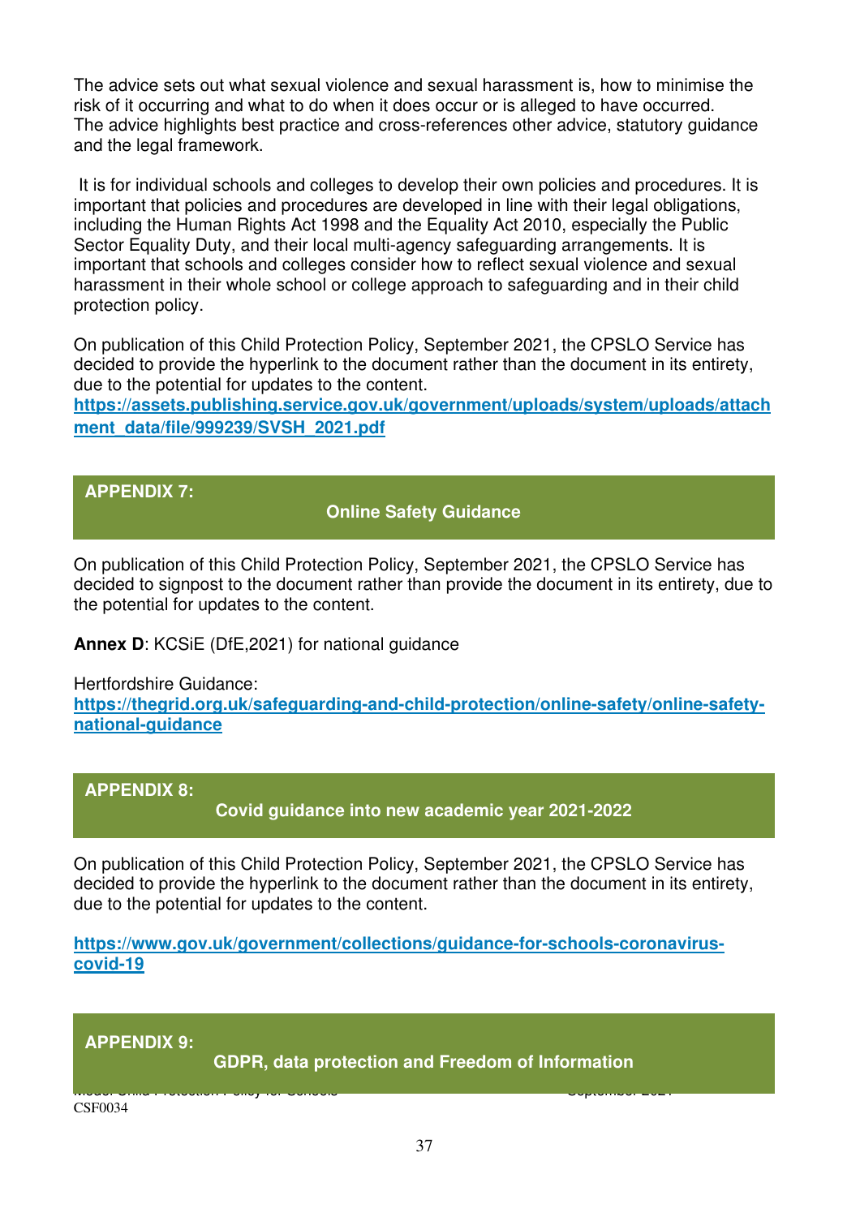The advice sets out what sexual violence and sexual harassment is, how to minimise the risk of it occurring and what to do when it does occur or is alleged to have occurred. The advice highlights best practice and cross-references other advice, statutory guidance and the legal framework.

It is for individual schools and colleges to develop their own policies and procedures. It is important that policies and procedures are developed in line with their legal obligations, including the Human Rights Act 1998 and the Equality Act 2010, especially the Public Sector Equality Duty, and their local multi-agency safeguarding arrangements. It is important that schools and colleges consider how to reflect sexual violence and sexual harassment in their whole school or college approach to safeguarding and in their child protection policy.

On publication of this Child Protection Policy, September 2021, the CPSLO Service has decided to provide the hyperlink to the document rather than the document in its entirety, due to the potential for updates to the content.
**https://assets.publishing.service.gov.uk/government/uploads/system/uploads/attachment_data/file/999239/SVSH_2021.pdf**

## APPENDIX 7: Online Safety Guidance

On publication of this Child Protection Policy, September 2021, the CPSLO Service has decided to signpost to the document rather than provide the document in its entirety, due to the potential for updates to the content.

**Annex D**: KCSiE (DfE,2021) for national guidance

Hertfordshire Guidance:
**https://thegrid.org.uk/safeguarding-and-child-protection/online-safety/online-safety-national-guidance**

## APPENDIX 8: Covid guidance into new academic year 2021-2022

On publication of this Child Protection Policy, September 2021, the CPSLO Service has decided to provide the hyperlink to the document rather than the document in its entirety, due to the potential for updates to the content.

**https://www.gov.uk/government/collections/guidance-for-schools-coronavirus-covid-19**

## APPENDIX 9: GDPR, data protection and Freedom of Information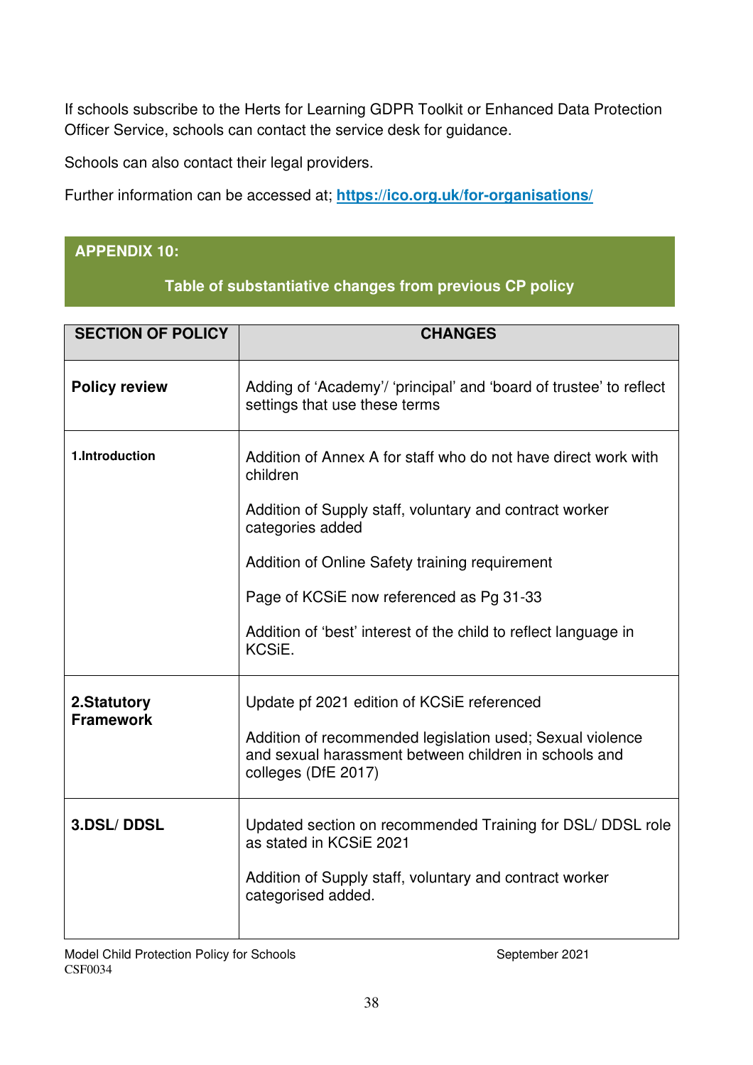If schools subscribe to the Herts for Learning GDPR Toolkit or Enhanced Data Protection Officer Service, schools can contact the service desk for guidance.

Schools can also contact their legal providers.

Further information can be accessed at; **https://ico.org.uk/for-organisations/**

## APPENDIX 10:

### Table of substantiative changes from previous CP policy

| SECTION OF POLICY | CHANGES |
|---|---|
| **Policy review** | Adding of 'Academy'/ 'principal' and 'board of trustee' to reflect settings that use these terms |
| **1.Introduction** | Addition of Annex A for staff who do not have direct work with children<br><br>Addition of Supply staff, voluntary and contract worker categories added<br><br>Addition of Online Safety training requirement<br><br>Page of KCSiE now referenced as Pg 31-33<br><br>Addition of 'best' interest of the child to reflect language in KCSiE. |
| **2.Statutory Framework** | Update pf 2021 edition of KCSiE referenced<br><br>Addition of recommended legislation used; Sexual violence and sexual harassment between children in schools and colleges (DfE 2017) |
| **3.DSL/ DDSL** | Updated section on recommended Training for DSL/ DDSL role as stated in KCSiE 2021<br><br>Addition of Supply staff, voluntary and contract worker categorised added. |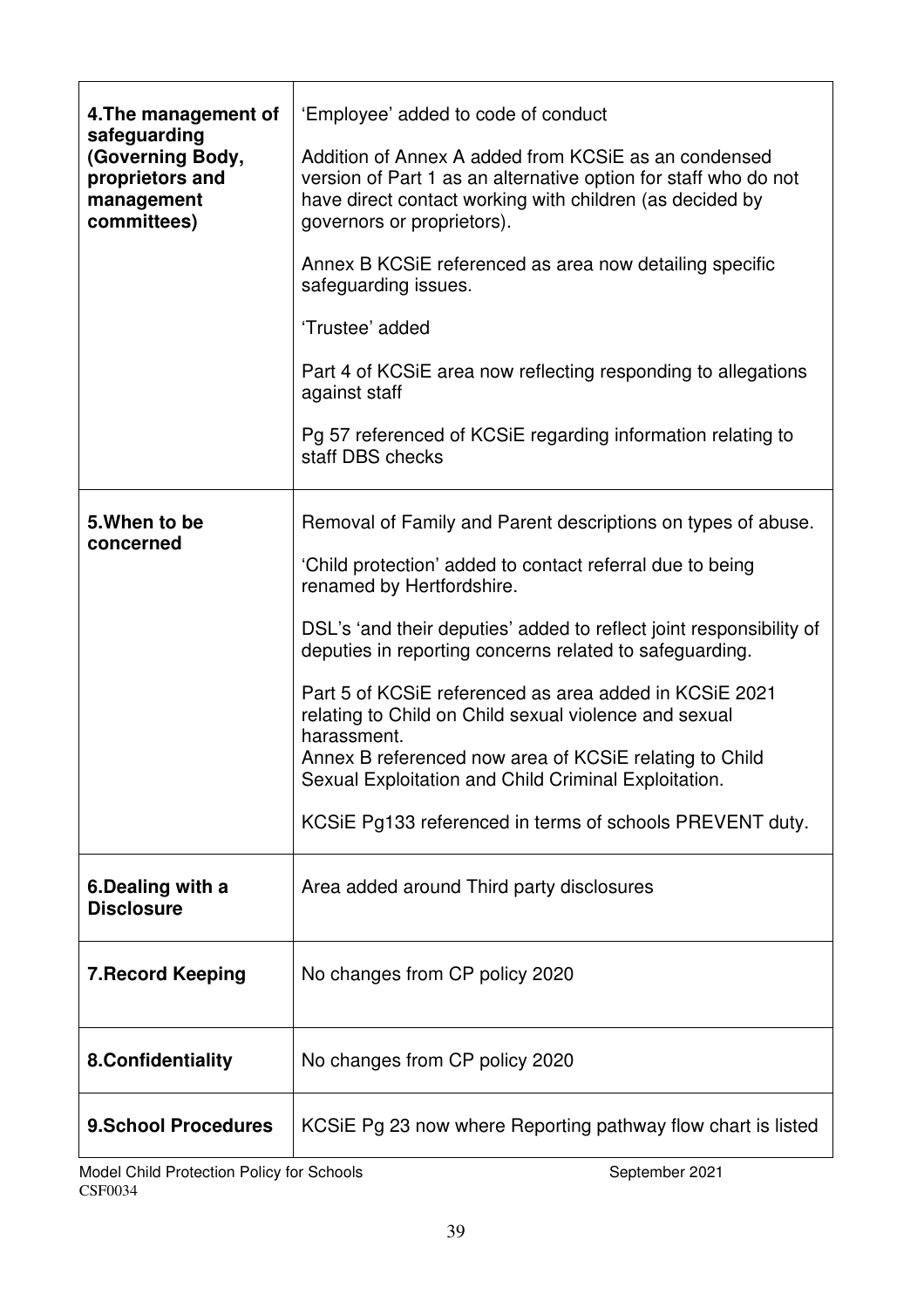| | |
|---|---|
| **4.The management of safeguarding (Governing Body, proprietors and management committees)** | 'Employee' added to code of conduct<br><br>Addition of Annex A added from KCSiE as an condensed version of Part 1 as an alternative option for staff who do not have direct contact working with children (as decided by governors or proprietors).<br><br>Annex B KCSiE referenced as area now detailing specific safeguarding issues.<br><br>'Trustee' added<br><br>Part 4 of KCSiE area now reflecting responding to allegations against staff<br><br>Pg 57 referenced of KCSiE regarding information relating to staff DBS checks |
| **5.When to be concerned** | Removal of Family and Parent descriptions on types of abuse.<br><br>'Child protection' added to contact referral due to being renamed by Hertfordshire.<br><br>DSL's 'and their deputies' added to reflect joint responsibility of deputies in reporting concerns related to safeguarding.<br><br>Part 5 of KCSiE referenced as area added in KCSiE 2021 relating to Child on Child sexual violence and sexual harassment.<br>Annex B referenced now area of KCSiE relating to Child Sexual Exploitation and Child Criminal Exploitation.<br><br>KCSiE Pg133 referenced in terms of schools PREVENT duty. |
| **6.Dealing with a Disclosure** | Area added around Third party disclosures |
| **7.Record Keeping** | No changes from CP policy 2020 |
| **8.Confidentiality** | No changes from CP policy 2020 |
| **9.School Procedures** | KCSiE Pg 23 now where Reporting pathway flow chart is listed |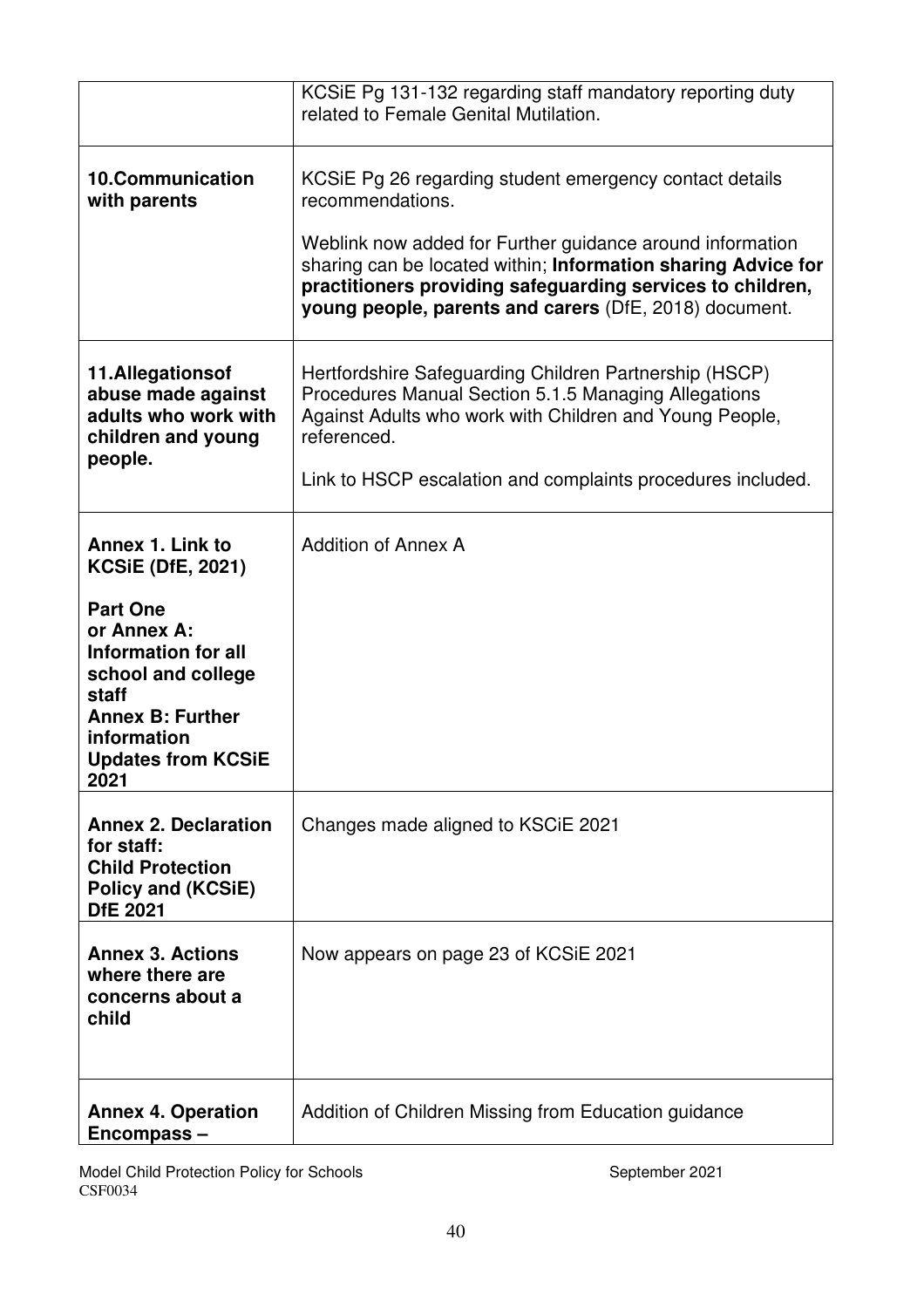| | |
|---|---|
| | KCSiE Pg 131-132 regarding staff mandatory reporting duty related to Female Genital Mutilation. |
| **10.Communication with parents** | KCSiE Pg 26 regarding student emergency contact details recommendations.<br><br>Weblink now added for Further guidance around information sharing can be located within; **Information sharing Advice for practitioners providing safeguarding services to children, young people, parents and carers** (DfE, 2018) document. |
| **11.Allegationsof abuse made against adults who work with children and young people.** | Hertfordshire Safeguarding Children Partnership (HSCP) Procedures Manual Section 5.1.5 Managing Allegations Against Adults who work with Children and Young People, referenced.<br><br>Link to HSCP escalation and complaints procedures included. |
| **Annex 1. Link to KCSiE (DfE, 2021)**<br><br>**Part One or Annex A: Information for all school and college staff**<br>**Annex B: Further information**<br>**Updates from KCSiE 2021** | Addition of Annex A |
| **Annex 2. Declaration for staff: Child Protection Policy and (KCSiE) DfE 2021** | Changes made aligned to KSCiE 2021 |
| **Annex 3. Actions where there are concerns about a child** | Now appears on page 23 of KCSiE 2021 |
| **Annex 4. Operation Encompass –** | Addition of Children Missing from Education guidance |

Model Child Protection Policy for Schools September 2021
CSF0034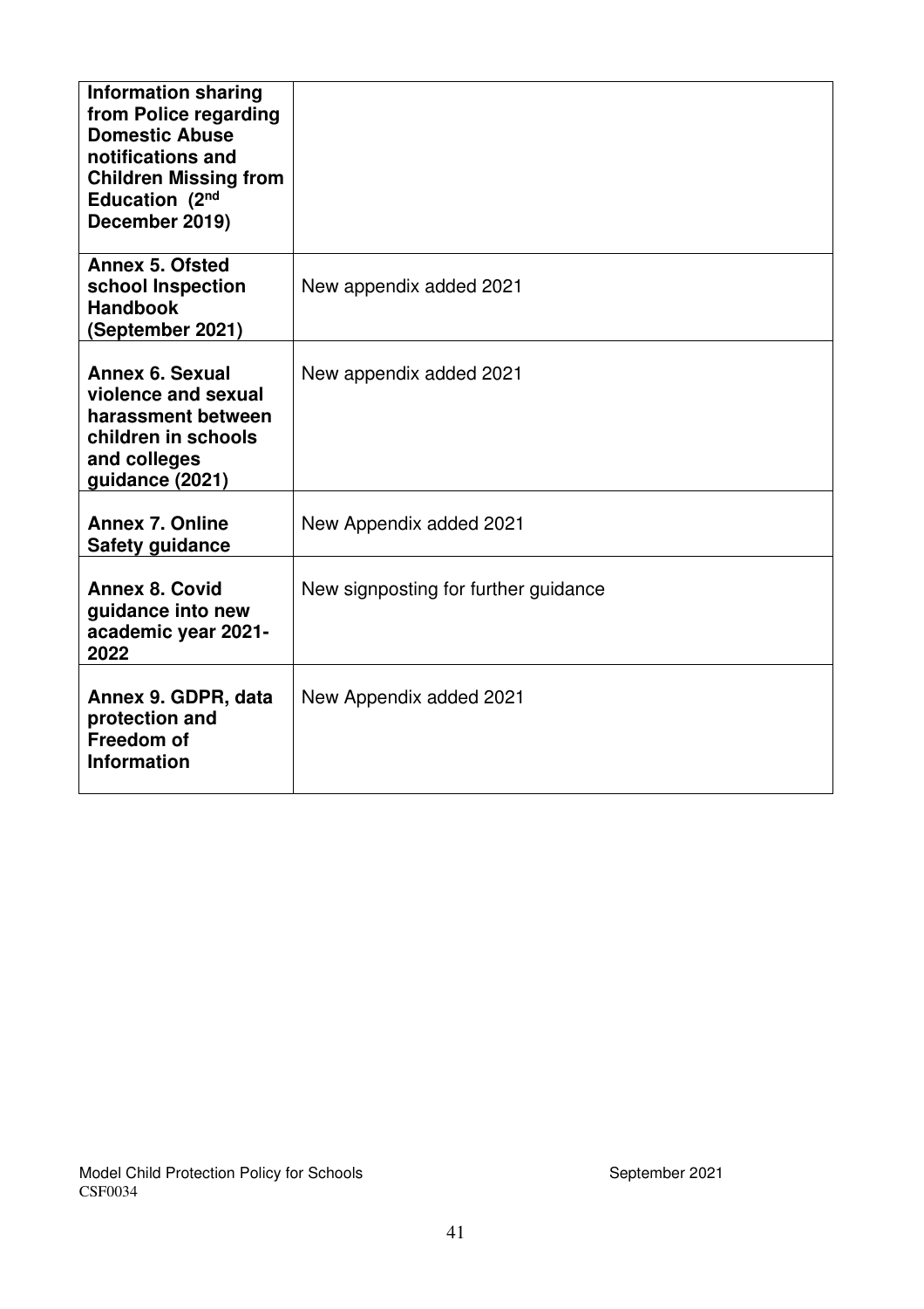| | |
|---|---|
| **Information sharing from Police regarding Domestic Abuse notifications and Children Missing from Education (2nd December 2019)** | |
| **Annex 5. Ofsted school Inspection Handbook (September 2021)** | New appendix added 2021 |
| **Annex 6. Sexual violence and sexual harassment between children in schools and colleges guidance (2021)** | New appendix added 2021 |
| **Annex 7. Online Safety guidance** | New Appendix added 2021 |
| **Annex 8. Covid guidance into new academic year 2021-2022** | New signposting for further guidance |
| **Annex 9. GDPR, data protection and Freedom of Information** | New Appendix added 2021 |